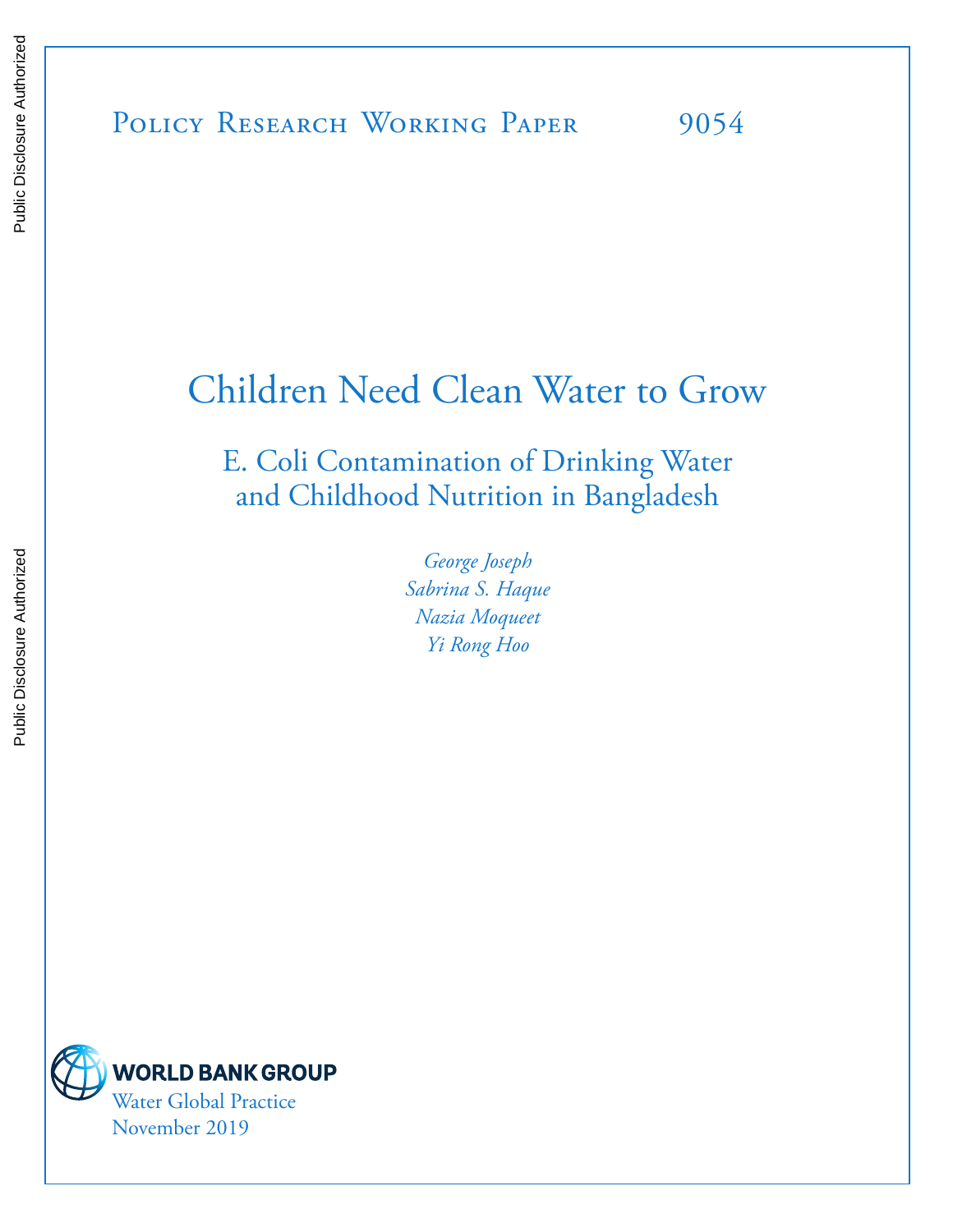Policy Research Working Paper 9054

# Children Need Clean Water to Grow

## E. Coli Contamination of Drinking Water and Childhood Nutrition in Bangladesh

*George Joseph*
*Sabrina S. Haque*
*Nazia Moqueet*
*Yi Rong Hoo*

WORLD BANK GROUP
Water Global Practice
November 2019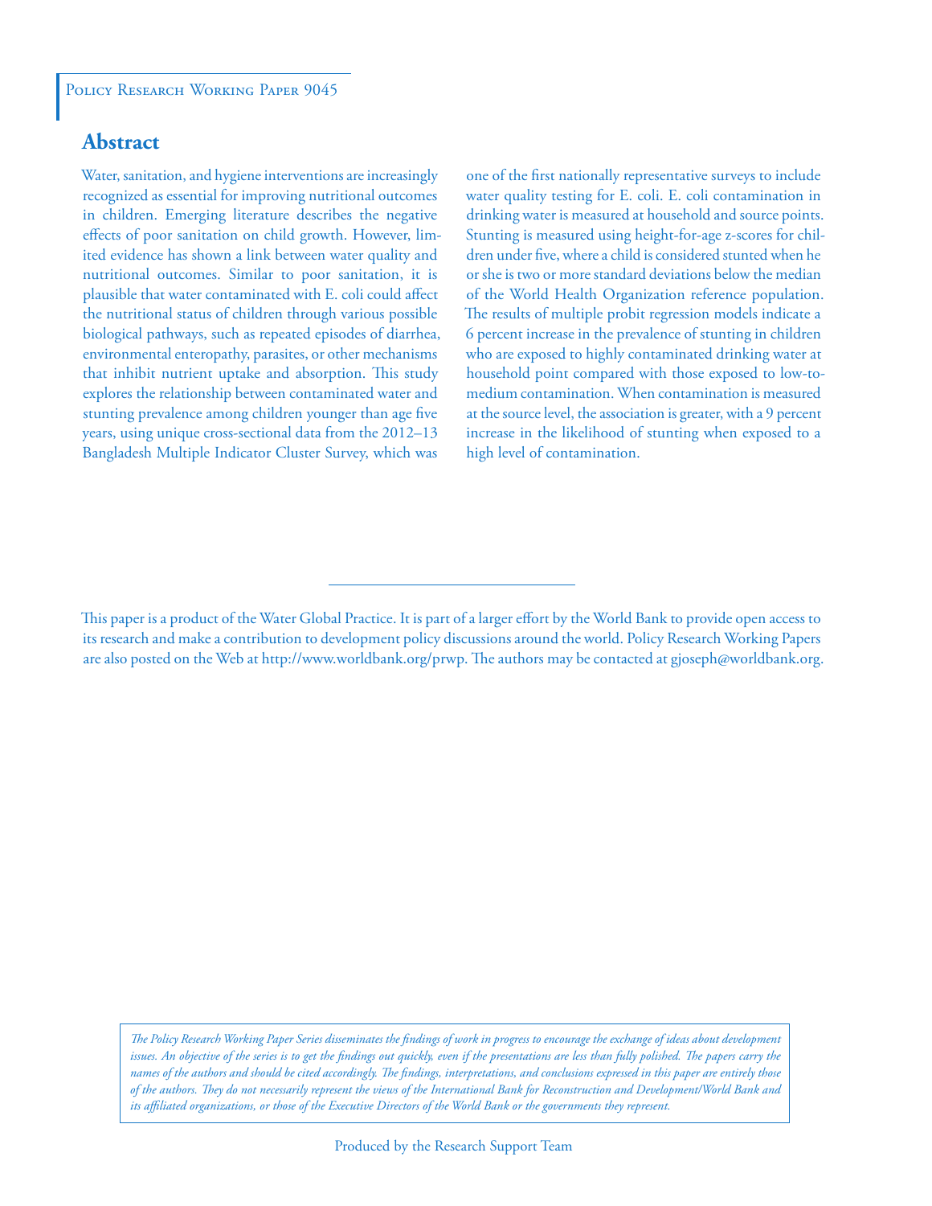Policy Research Working Paper 9045

## Abstract

Water, sanitation, and hygiene interventions are increasingly recognized as essential for improving nutritional outcomes in children. Emerging literature describes the negative effects of poor sanitation on child growth. However, limited evidence has shown a link between water quality and nutritional outcomes. Similar to poor sanitation, it is plausible that water contaminated with E. coli could affect the nutritional status of children through various possible biological pathways, such as repeated episodes of diarrhea, environmental enteropathy, parasites, or other mechanisms that inhibit nutrient uptake and absorption. This study explores the relationship between contaminated water and stunting prevalence among children younger than age five years, using unique cross-sectional data from the 2012–13 Bangladesh Multiple Indicator Cluster Survey, which was one of the first nationally representative surveys to include water quality testing for E. coli. E. coli contamination in drinking water is measured at household and source points. Stunting is measured using height-for-age z-scores for children under five, where a child is considered stunted when he or she is two or more standard deviations below the median of the World Health Organization reference population. The results of multiple probit regression models indicate a 6 percent increase in the prevalence of stunting in children who are exposed to highly contaminated drinking water at household point compared with those exposed to low-to-medium contamination. When contamination is measured at the source level, the association is greater, with a 9 percent increase in the likelihood of stunting when exposed to a high level of contamination.

This paper is a product of the Water Global Practice. It is part of a larger effort by the World Bank to provide open access to its research and make a contribution to development policy discussions around the world. Policy Research Working Papers are also posted on the Web at http://www.worldbank.org/prwp. The authors may be contacted at gjoseph@worldbank.org.

*The Policy Research Working Paper Series disseminates the findings of work in progress to encourage the exchange of ideas about development issues. An objective of the series is to get the findings out quickly, even if the presentations are less than fully polished. The papers carry the names of the authors and should be cited accordingly. The findings, interpretations, and conclusions expressed in this paper are entirely those of the authors. They do not necessarily represent the views of the International Bank for Reconstruction and Development/World Bank and its affiliated organizations, or those of the Executive Directors of the World Bank or the governments they represent.*

Produced by the Research Support Team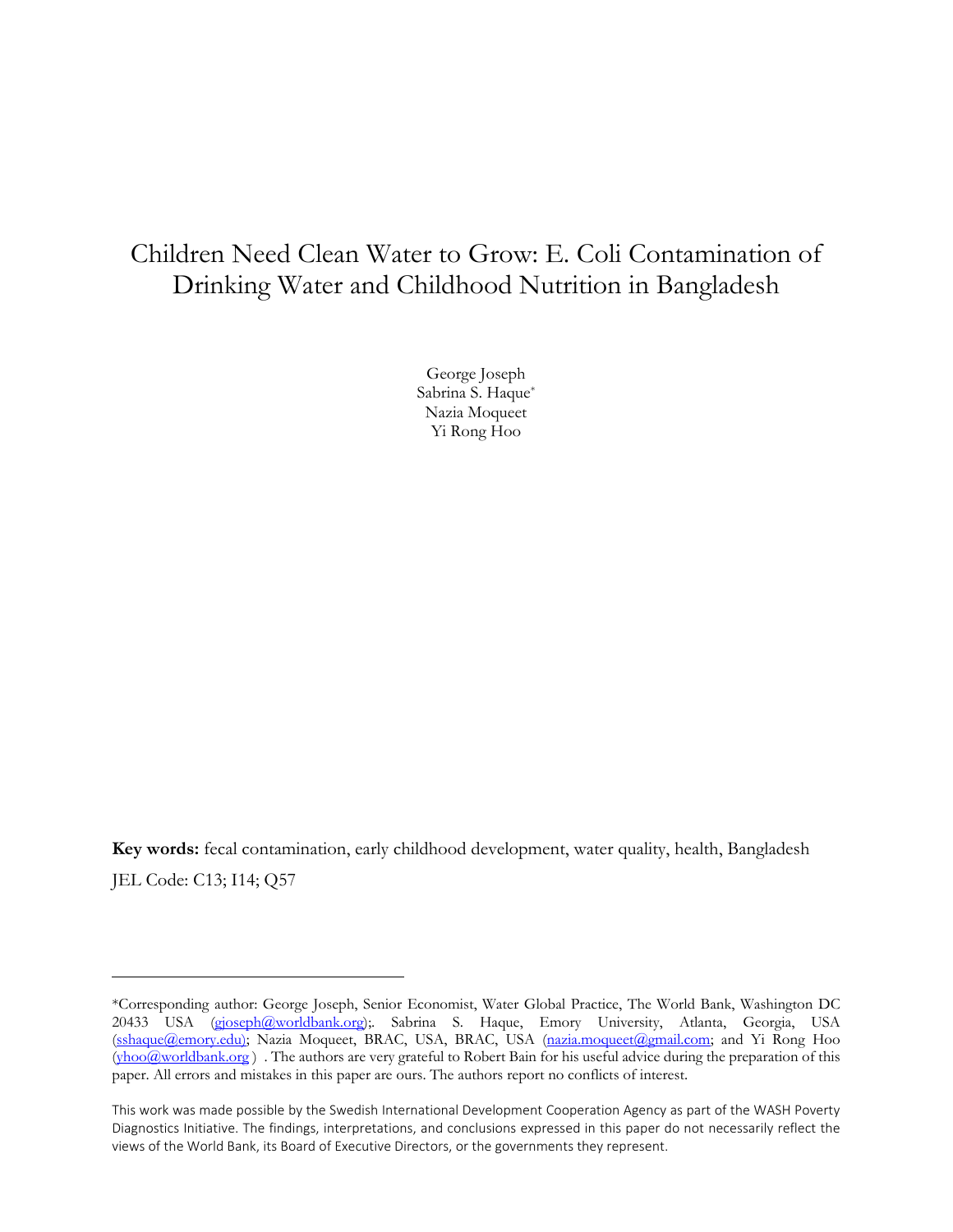# Children Need Clean Water to Grow: E. Coli Contamination of Drinking Water and Childhood Nutrition in Bangladesh

George Joseph
Sabrina S. Haque*
Nazia Moqueet
Yi Rong Hoo

**Key words:** fecal contamination, early childhood development, water quality, health, Bangladesh

JEL Code: C13; I14; Q57

---

*Corresponding author: George Joseph, Senior Economist, Water Global Practice, The World Bank, Washington DC 20433 USA (gjoseph@worldbank.org);. Sabrina S. Haque, Emory University, Atlanta, Georgia, USA (sshaque@emory.edu); Nazia Moqueet, BRAC, USA, BRAC, USA (nazia.moqueet@gmail.com; and Yi Rong Hoo (yhoo@worldbank.org ) . The authors are very grateful to Robert Bain for his useful advice during the preparation of this paper. All errors and mistakes in this paper are ours. The authors report no conflicts of interest.

This work was made possible by the Swedish International Development Cooperation Agency as part of the WASH Poverty Diagnostics Initiative. The findings, interpretations, and conclusions expressed in this paper do not necessarily reflect the views of the World Bank, its Board of Executive Directors, or the governments they represent.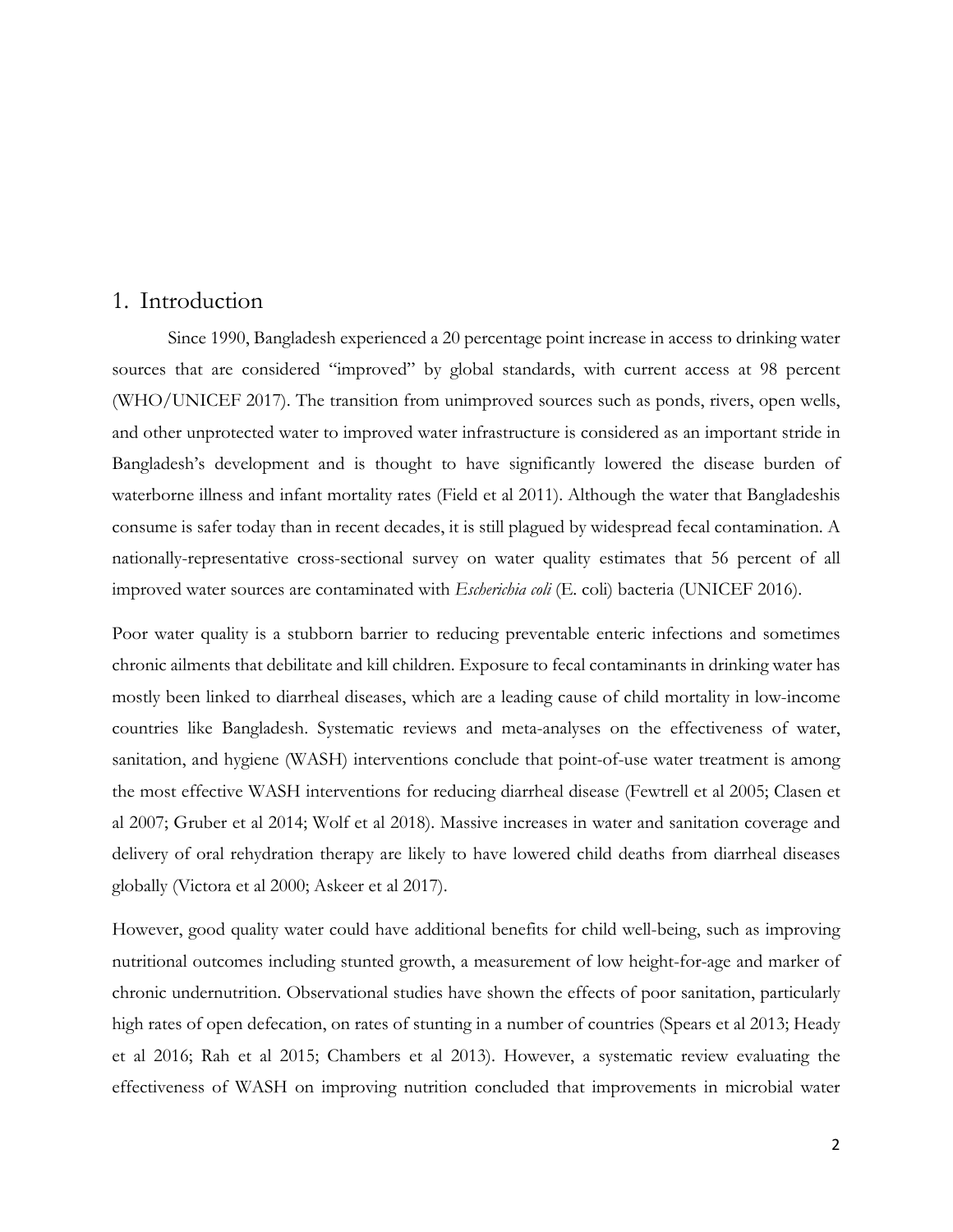# 1. Introduction

Since 1990, Bangladesh experienced a 20 percentage point increase in access to drinking water sources that are considered "improved" by global standards, with current access at 98 percent (WHO/UNICEF 2017). The transition from unimproved sources such as ponds, rivers, open wells, and other unprotected water to improved water infrastructure is considered as an important stride in Bangladesh's development and is thought to have significantly lowered the disease burden of waterborne illness and infant mortality rates (Field et al 2011). Although the water that Bangladeshis consume is safer today than in recent decades, it is still plagued by widespread fecal contamination. A nationally-representative cross-sectional survey on water quality estimates that 56 percent of all improved water sources are contaminated with *Escherichia coli* (E. coli) bacteria (UNICEF 2016).

Poor water quality is a stubborn barrier to reducing preventable enteric infections and sometimes chronic ailments that debilitate and kill children. Exposure to fecal contaminants in drinking water has mostly been linked to diarrheal diseases, which are a leading cause of child mortality in low-income countries like Bangladesh. Systematic reviews and meta-analyses on the effectiveness of water, sanitation, and hygiene (WASH) interventions conclude that point-of-use water treatment is among the most effective WASH interventions for reducing diarrheal disease (Fewtrell et al 2005; Clasen et al 2007; Gruber et al 2014; Wolf et al 2018). Massive increases in water and sanitation coverage and delivery of oral rehydration therapy are likely to have lowered child deaths from diarrheal diseases globally (Victora et al 2000; Askeer et al 2017).

However, good quality water could have additional benefits for child well-being, such as improving nutritional outcomes including stunted growth, a measurement of low height-for-age and marker of chronic undernutrition. Observational studies have shown the effects of poor sanitation, particularly high rates of open defecation, on rates of stunting in a number of countries (Spears et al 2013; Heady et al 2016; Rah et al 2015; Chambers et al 2013). However, a systematic review evaluating the effectiveness of WASH on improving nutrition concluded that improvements in microbial water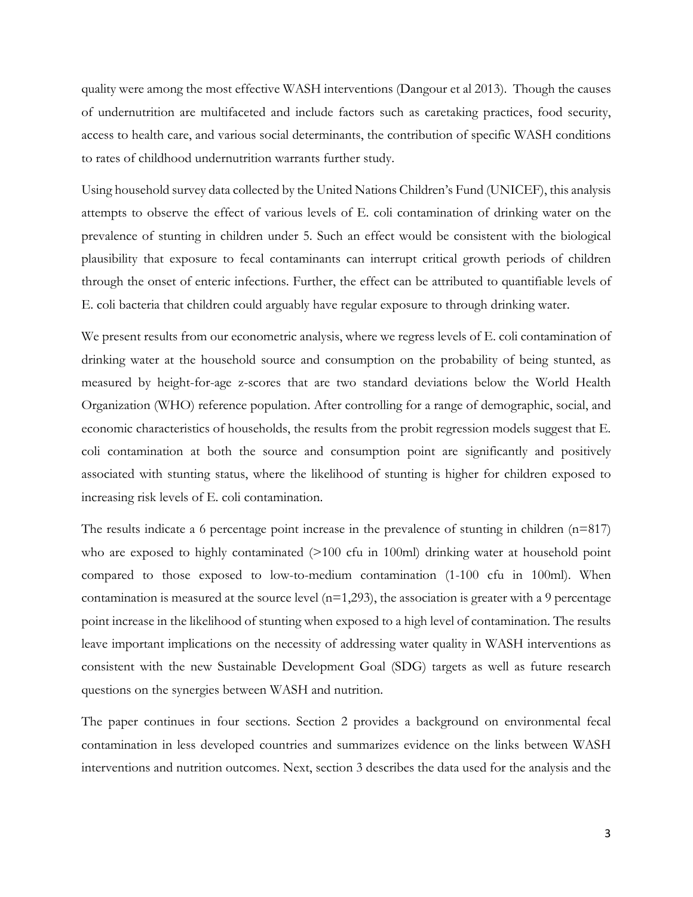quality were among the most effective WASH interventions (Dangour et al 2013). Though the causes of undernutrition are multifaceted and include factors such as caretaking practices, food security, access to health care, and various social determinants, the contribution of specific WASH conditions to rates of childhood undernutrition warrants further study.

Using household survey data collected by the United Nations Children's Fund (UNICEF), this analysis attempts to observe the effect of various levels of E. coli contamination of drinking water on the prevalence of stunting in children under 5. Such an effect would be consistent with the biological plausibility that exposure to fecal contaminants can interrupt critical growth periods of children through the onset of enteric infections. Further, the effect can be attributed to quantifiable levels of E. coli bacteria that children could arguably have regular exposure to through drinking water.

We present results from our econometric analysis, where we regress levels of E. coli contamination of drinking water at the household source and consumption on the probability of being stunted, as measured by height-for-age z-scores that are two standard deviations below the World Health Organization (WHO) reference population. After controlling for a range of demographic, social, and economic characteristics of households, the results from the probit regression models suggest that E. coli contamination at both the source and consumption point are significantly and positively associated with stunting status, where the likelihood of stunting is higher for children exposed to increasing risk levels of E. coli contamination.

The results indicate a 6 percentage point increase in the prevalence of stunting in children (n=817) who are exposed to highly contaminated (>100 cfu in 100ml) drinking water at household point compared to those exposed to low-to-medium contamination (1-100 cfu in 100ml). When contamination is measured at the source level (n=1,293), the association is greater with a 9 percentage point increase in the likelihood of stunting when exposed to a high level of contamination. The results leave important implications on the necessity of addressing water quality in WASH interventions as consistent with the new Sustainable Development Goal (SDG) targets as well as future research questions on the synergies between WASH and nutrition.

The paper continues in four sections. Section 2 provides a background on environmental fecal contamination in less developed countries and summarizes evidence on the links between WASH interventions and nutrition outcomes. Next, section 3 describes the data used for the analysis and the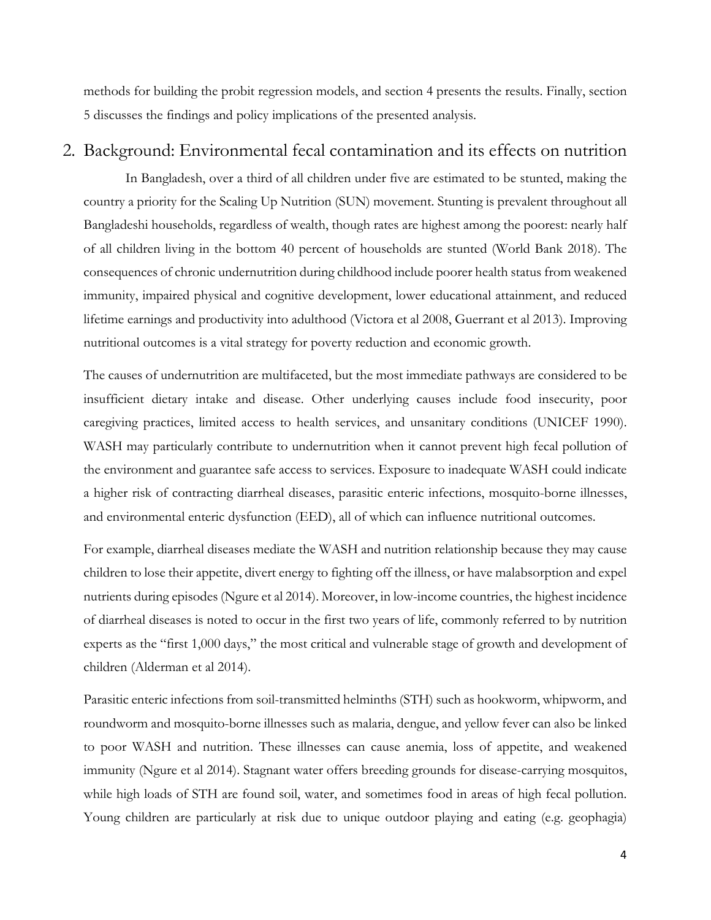methods for building the probit regression models, and section 4 presents the results. Finally, section 5 discusses the findings and policy implications of the presented analysis.

## 2. Background: Environmental fecal contamination and its effects on nutrition

In Bangladesh, over a third of all children under five are estimated to be stunted, making the country a priority for the Scaling Up Nutrition (SUN) movement. Stunting is prevalent throughout all Bangladeshi households, regardless of wealth, though rates are highest among the poorest: nearly half of all children living in the bottom 40 percent of households are stunted (World Bank 2018). The consequences of chronic undernutrition during childhood include poorer health status from weakened immunity, impaired physical and cognitive development, lower educational attainment, and reduced lifetime earnings and productivity into adulthood (Victora et al 2008, Guerrant et al 2013). Improving nutritional outcomes is a vital strategy for poverty reduction and economic growth.

The causes of undernutrition are multifaceted, but the most immediate pathways are considered to be insufficient dietary intake and disease. Other underlying causes include food insecurity, poor caregiving practices, limited access to health services, and unsanitary conditions (UNICEF 1990). WASH may particularly contribute to undernutrition when it cannot prevent high fecal pollution of the environment and guarantee safe access to services. Exposure to inadequate WASH could indicate a higher risk of contracting diarrheal diseases, parasitic enteric infections, mosquito-borne illnesses, and environmental enteric dysfunction (EED), all of which can influence nutritional outcomes.

For example, diarrheal diseases mediate the WASH and nutrition relationship because they may cause children to lose their appetite, divert energy to fighting off the illness, or have malabsorption and expel nutrients during episodes (Ngure et al 2014). Moreover, in low-income countries, the highest incidence of diarrheal diseases is noted to occur in the first two years of life, commonly referred to by nutrition experts as the "first 1,000 days," the most critical and vulnerable stage of growth and development of children (Alderman et al 2014).

Parasitic enteric infections from soil-transmitted helminths (STH) such as hookworm, whipworm, and roundworm and mosquito-borne illnesses such as malaria, dengue, and yellow fever can also be linked to poor WASH and nutrition. These illnesses can cause anemia, loss of appetite, and weakened immunity (Ngure et al 2014). Stagnant water offers breeding grounds for disease-carrying mosquitos, while high loads of STH are found soil, water, and sometimes food in areas of high fecal pollution. Young children are particularly at risk due to unique outdoor playing and eating (e.g. geophagia)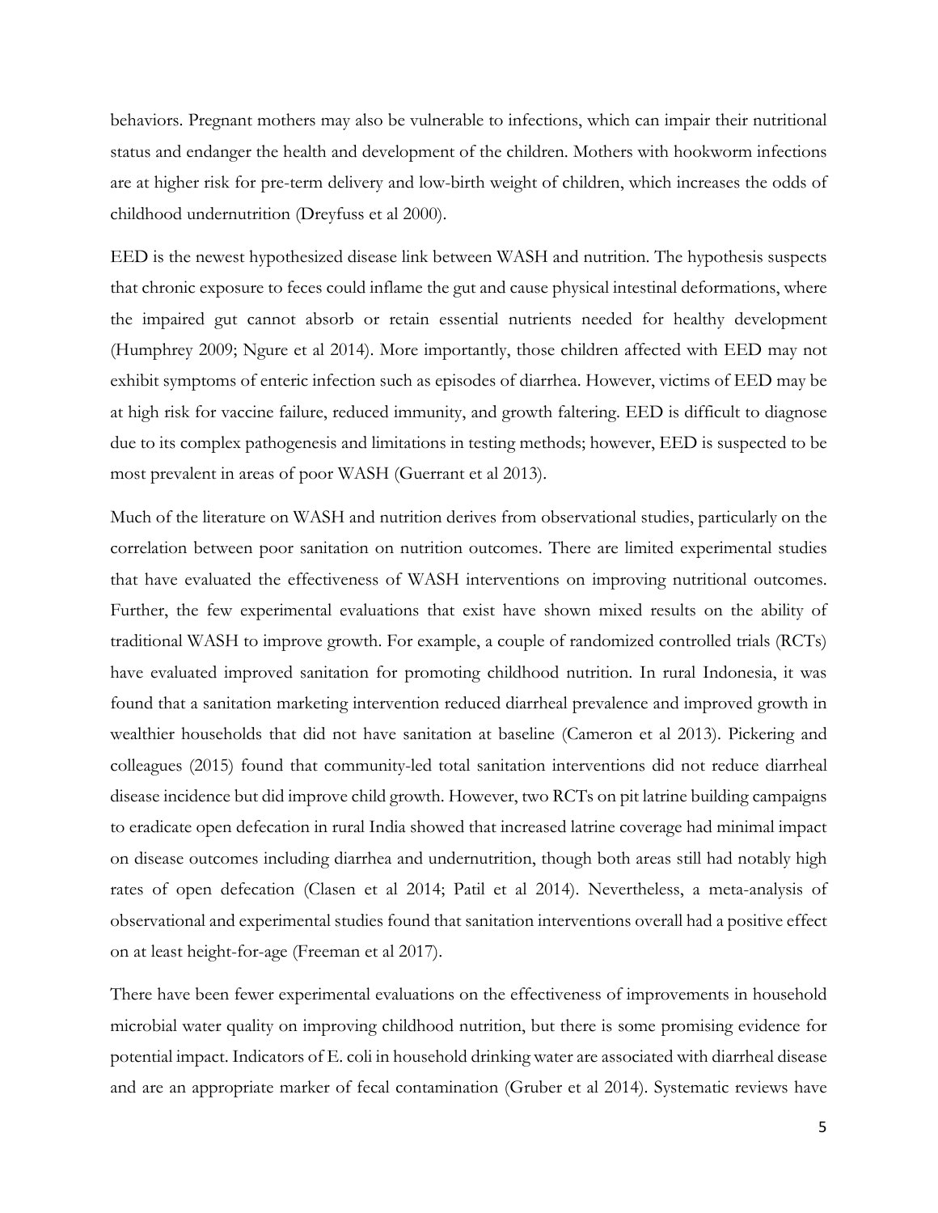behaviors. Pregnant mothers may also be vulnerable to infections, which can impair their nutritional status and endanger the health and development of the children. Mothers with hookworm infections are at higher risk for pre-term delivery and low-birth weight of children, which increases the odds of childhood undernutrition (Dreyfuss et al 2000).

EED is the newest hypothesized disease link between WASH and nutrition. The hypothesis suspects that chronic exposure to feces could inflame the gut and cause physical intestinal deformations, where the impaired gut cannot absorb or retain essential nutrients needed for healthy development (Humphrey 2009; Ngure et al 2014). More importantly, those children affected with EED may not exhibit symptoms of enteric infection such as episodes of diarrhea. However, victims of EED may be at high risk for vaccine failure, reduced immunity, and growth faltering. EED is difficult to diagnose due to its complex pathogenesis and limitations in testing methods; however, EED is suspected to be most prevalent in areas of poor WASH (Guerrant et al 2013).

Much of the literature on WASH and nutrition derives from observational studies, particularly on the correlation between poor sanitation on nutrition outcomes. There are limited experimental studies that have evaluated the effectiveness of WASH interventions on improving nutritional outcomes. Further, the few experimental evaluations that exist have shown mixed results on the ability of traditional WASH to improve growth. For example, a couple of randomized controlled trials (RCTs) have evaluated improved sanitation for promoting childhood nutrition. In rural Indonesia, it was found that a sanitation marketing intervention reduced diarrheal prevalence and improved growth in wealthier households that did not have sanitation at baseline (Cameron et al 2013). Pickering and colleagues (2015) found that community-led total sanitation interventions did not reduce diarrheal disease incidence but did improve child growth. However, two RCTs on pit latrine building campaigns to eradicate open defecation in rural India showed that increased latrine coverage had minimal impact on disease outcomes including diarrhea and undernutrition, though both areas still had notably high rates of open defecation (Clasen et al 2014; Patil et al 2014). Nevertheless, a meta-analysis of observational and experimental studies found that sanitation interventions overall had a positive effect on at least height-for-age (Freeman et al 2017).

There have been fewer experimental evaluations on the effectiveness of improvements in household microbial water quality on improving childhood nutrition, but there is some promising evidence for potential impact. Indicators of E. coli in household drinking water are associated with diarrheal disease and are an appropriate marker of fecal contamination (Gruber et al 2014). Systematic reviews have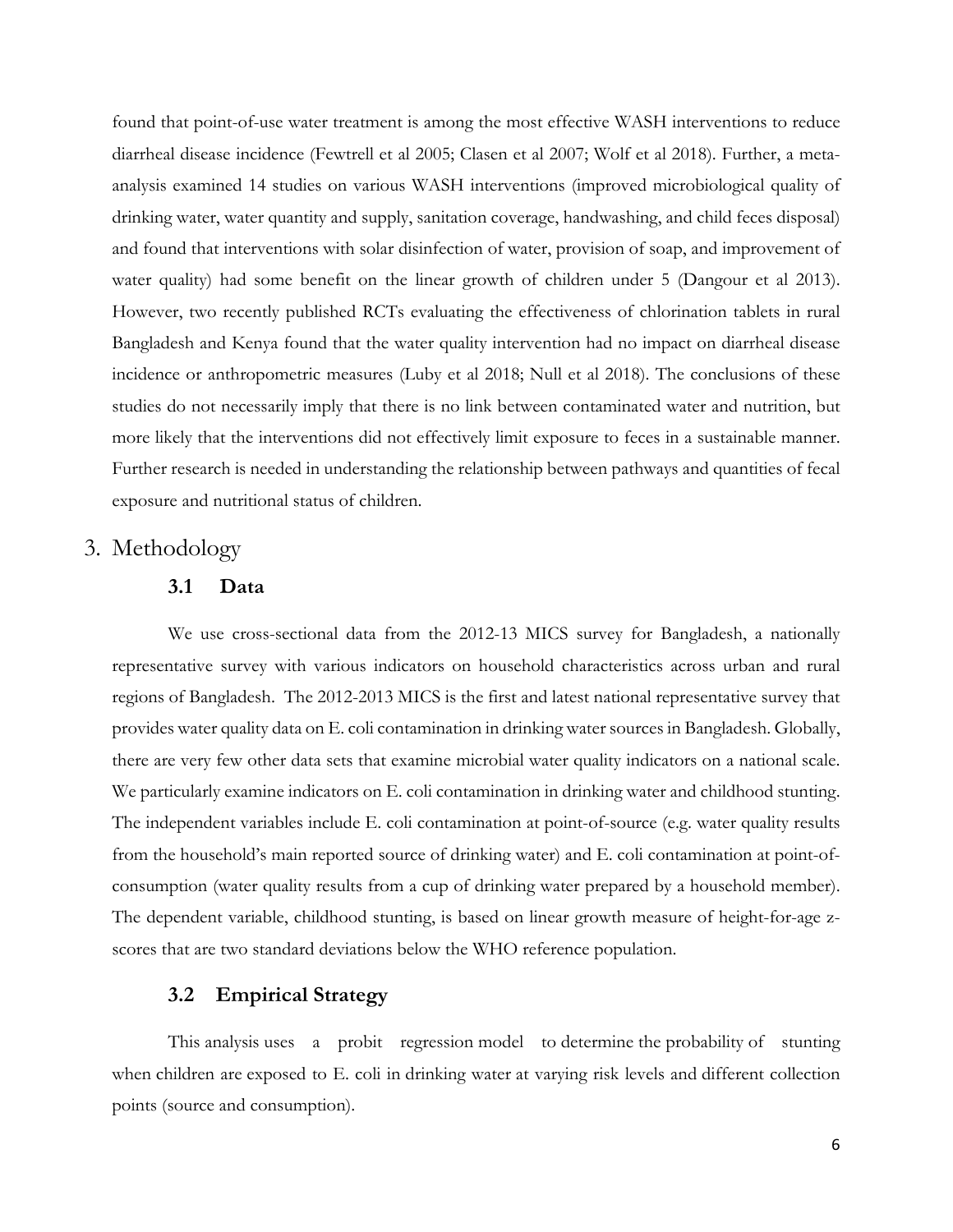found that point-of-use water treatment is among the most effective WASH interventions to reduce diarrheal disease incidence (Fewtrell et al 2005; Clasen et al 2007; Wolf et al 2018). Further, a meta-analysis examined 14 studies on various WASH interventions (improved microbiological quality of drinking water, water quantity and supply, sanitation coverage, handwashing, and child feces disposal) and found that interventions with solar disinfection of water, provision of soap, and improvement of water quality) had some benefit on the linear growth of children under 5 (Dangour et al 2013). However, two recently published RCTs evaluating the effectiveness of chlorination tablets in rural Bangladesh and Kenya found that the water quality intervention had no impact on diarrheal disease incidence or anthropometric measures (Luby et al 2018; Null et al 2018). The conclusions of these studies do not necessarily imply that there is no link between contaminated water and nutrition, but more likely that the interventions did not effectively limit exposure to feces in a sustainable manner. Further research is needed in understanding the relationship between pathways and quantities of fecal exposure and nutritional status of children.

# 3. Methodology

## 3.1 Data

We use cross-sectional data from the 2012-13 MICS survey for Bangladesh, a nationally representative survey with various indicators on household characteristics across urban and rural regions of Bangladesh. The 2012-2013 MICS is the first and latest national representative survey that provides water quality data on E. coli contamination in drinking water sources in Bangladesh. Globally, there are very few other data sets that examine microbial water quality indicators on a national scale. We particularly examine indicators on E. coli contamination in drinking water and childhood stunting. The independent variables include E. coli contamination at point-of-source (e.g. water quality results from the household's main reported source of drinking water) and E. coli contamination at point-of-consumption (water quality results from a cup of drinking water prepared by a household member). The dependent variable, childhood stunting, is based on linear growth measure of height-for-age z-scores that are two standard deviations below the WHO reference population.

## 3.2 Empirical Strategy

This analysis uses a probit regression model to determine the probability of stunting when children are exposed to E. coli in drinking water at varying risk levels and different collection points (source and consumption).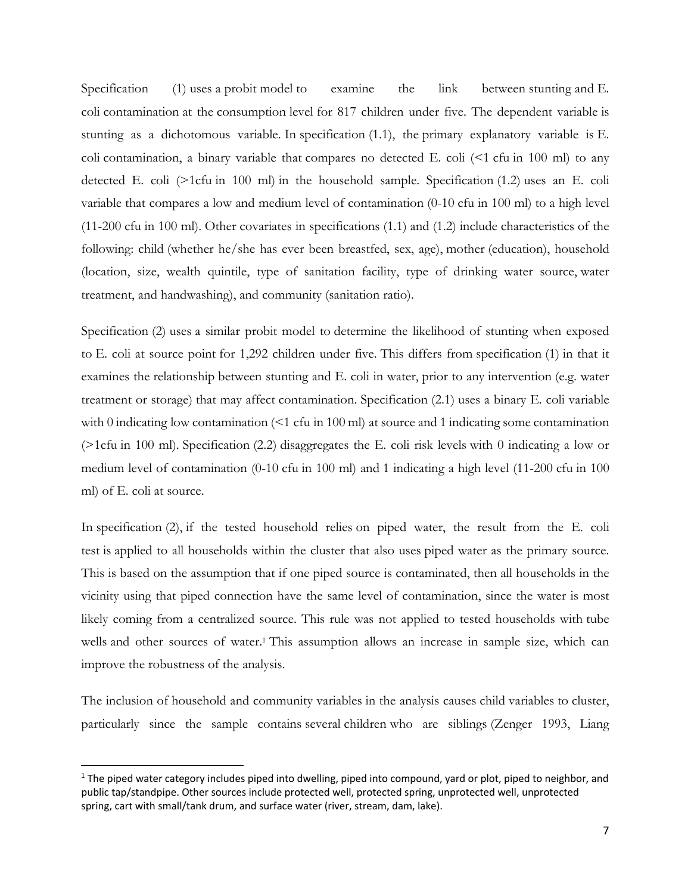Specification (1) uses a probit model to examine the link between stunting and E. coli contamination at the consumption level for 817 children under five. The dependent variable is stunting as a dichotomous variable. In specification (1.1), the primary explanatory variable is E. coli contamination, a binary variable that compares no detected E. coli (<1 cfu in 100 ml) to any detected E. coli (>1cfu in 100 ml) in the household sample. Specification (1.2) uses an E. coli variable that compares a low and medium level of contamination (0-10 cfu in 100 ml) to a high level (11-200 cfu in 100 ml). Other covariates in specifications (1.1) and (1.2) include characteristics of the following: child (whether he/she has ever been breastfed, sex, age), mother (education), household (location, size, wealth quintile, type of sanitation facility, type of drinking water source, water treatment, and handwashing), and community (sanitation ratio).

Specification (2) uses a similar probit model to determine the likelihood of stunting when exposed to E. coli at source point for 1,292 children under five. This differs from specification (1) in that it examines the relationship between stunting and E. coli in water, prior to any intervention (e.g. water treatment or storage) that may affect contamination. Specification (2.1) uses a binary E. coli variable with 0 indicating low contamination (<1 cfu in 100 ml) at source and 1 indicating some contamination (>1cfu in 100 ml). Specification (2.2) disaggregates the E. coli risk levels with 0 indicating a low or medium level of contamination (0-10 cfu in 100 ml) and 1 indicating a high level (11-200 cfu in 100 ml) of E. coli at source.

In specification (2), if the tested household relies on piped water, the result from the E. coli test is applied to all households within the cluster that also uses piped water as the primary source. This is based on the assumption that if one piped source is contaminated, then all households in the vicinity using that piped connection have the same level of contamination, since the water is most likely coming from a centralized source. This rule was not applied to tested households with tube wells and other sources of water.[1] This assumption allows an increase in sample size, which can improve the robustness of the analysis.

The inclusion of household and community variables in the analysis causes child variables to cluster, particularly since the sample contains several children who are siblings (Zenger 1993, Liang

[1] The piped water category includes piped into dwelling, piped into compound, yard or plot, piped to neighbor, and public tap/standpipe. Other sources include protected well, protected spring, unprotected well, unprotected spring, cart with small/tank drum, and surface water (river, stream, dam, lake).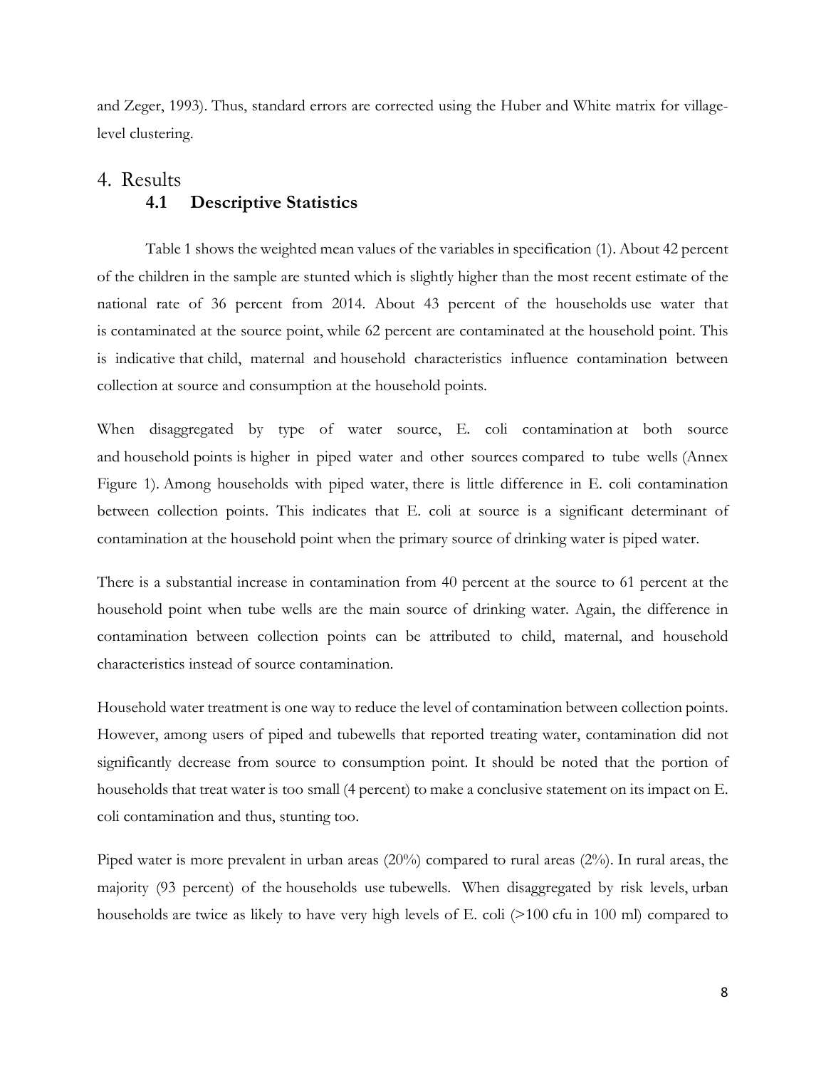and Zeger, 1993). Thus, standard errors are corrected using the Huber and White matrix for village-level clustering.

# 4. Results

## 4.1 Descriptive Statistics

Table 1 shows the weighted mean values of the variables in specification (1). About 42 percent of the children in the sample are stunted which is slightly higher than the most recent estimate of the national rate of 36 percent from 2014. About 43 percent of the households use water that is contaminated at the source point, while 62 percent are contaminated at the household point. This is indicative that child, maternal and household characteristics influence contamination between collection at source and consumption at the household points.

When disaggregated by type of water source, E. coli contamination at both source and household points is higher in piped water and other sources compared to tube wells (Annex Figure 1). Among households with piped water, there is little difference in E. coli contamination between collection points. This indicates that E. coli at source is a significant determinant of contamination at the household point when the primary source of drinking water is piped water.

There is a substantial increase in contamination from 40 percent at the source to 61 percent at the household point when tube wells are the main source of drinking water. Again, the difference in contamination between collection points can be attributed to child, maternal, and household characteristics instead of source contamination.

Household water treatment is one way to reduce the level of contamination between collection points. However, among users of piped and tubewells that reported treating water, contamination did not significantly decrease from source to consumption point. It should be noted that the portion of households that treat water is too small (4 percent) to make a conclusive statement on its impact on E. coli contamination and thus, stunting too.

Piped water is more prevalent in urban areas (20%) compared to rural areas (2%). In rural areas, the majority (93 percent) of the households use tubewells. When disaggregated by risk levels, urban households are twice as likely to have very high levels of E. coli (>100 cfu in 100 ml) compared to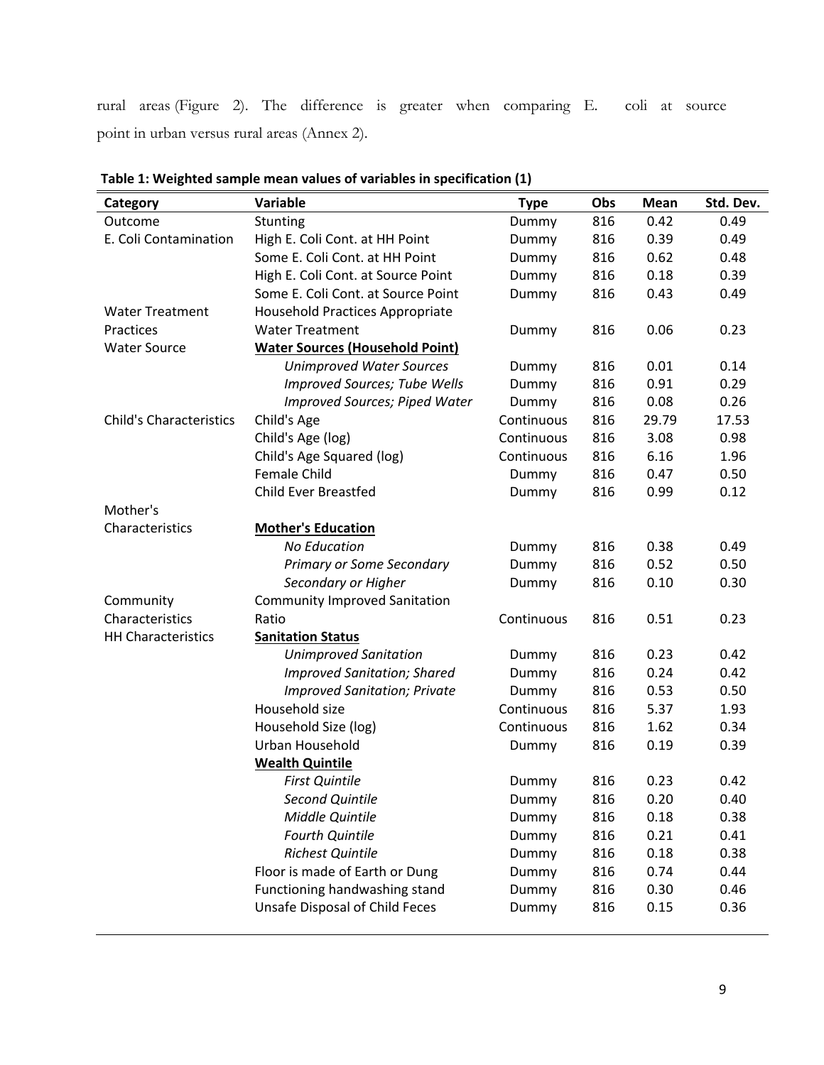rural areas (Figure 2). The difference is greater when comparing E. coli at source point in urban versus rural areas (Annex 2).

**Table 1: Weighted sample mean values of variables in specification (1)**

| Category | Variable | Type | Obs | Mean | Std. Dev. |
|---|---|---|---|---|---|
| Outcome | Stunting | Dummy | 816 | 0.42 | 0.49 |
| E. Coli Contamination | High E. Coli Cont. at HH Point | Dummy | 816 | 0.39 | 0.49 |
| | Some E. Coli Cont. at HH Point | Dummy | 816 | 0.62 | 0.48 |
| | High E. Coli Cont. at Source Point | Dummy | 816 | 0.18 | 0.39 |
| | Some E. Coli Cont. at Source Point | Dummy | 816 | 0.43 | 0.49 |
| Water Treatment Practices | Household Practices Appropriate Water Treatment | Dummy | 816 | 0.06 | 0.23 |
| Water Source | **Water Sources (Household Point)** | | | | |
| | *Unimproved Water Sources* | Dummy | 816 | 0.01 | 0.14 |
| | *Improved Sources; Tube Wells* | Dummy | 816 | 0.91 | 0.29 |
| | *Improved Sources; Piped Water* | Dummy | 816 | 0.08 | 0.26 |
| Child's Characteristics | Child's Age | Continuous | 816 | 29.79 | 17.53 |
| | Child's Age (log) | Continuous | 816 | 3.08 | 0.98 |
| | Child's Age Squared (log) | Continuous | 816 | 6.16 | 1.96 |
| | Female Child | Dummy | 816 | 0.47 | 0.50 |
| | Child Ever Breastfed | Dummy | 816 | 0.99 | 0.12 |
| Mother's Characteristics | **Mother's Education** | | | | |
| | *No Education* | Dummy | 816 | 0.38 | 0.49 |
| | *Primary or Some Secondary* | Dummy | 816 | 0.52 | 0.50 |
| | *Secondary or Higher* | Dummy | 816 | 0.10 | 0.30 |
| Community Characteristics | Community Improved Sanitation Ratio | Continuous | 816 | 0.51 | 0.23 |
| HH Characteristics | **Sanitation Status** | | | | |
| | *Unimproved Sanitation* | Dummy | 816 | 0.23 | 0.42 |
| | *Improved Sanitation; Shared* | Dummy | 816 | 0.24 | 0.42 |
| | *Improved Sanitation; Private* | Dummy | 816 | 0.53 | 0.50 |
| | Household size | Continuous | 816 | 5.37 | 1.93 |
| | Household Size (log) | Continuous | 816 | 1.62 | 0.34 |
| | Urban Household | Dummy | 816 | 0.19 | 0.39 |
| | **Wealth Quintile** | | | | |
| | *First Quintile* | Dummy | 816 | 0.23 | 0.42 |
| | *Second Quintile* | Dummy | 816 | 0.20 | 0.40 |
| | *Middle Quintile* | Dummy | 816 | 0.18 | 0.38 |
| | *Fourth Quintile* | Dummy | 816 | 0.21 | 0.41 |
| | *Richest Quintile* | Dummy | 816 | 0.18 | 0.38 |
| | Floor is made of Earth or Dung | Dummy | 816 | 0.74 | 0.44 |
| | Functioning handwashing stand | Dummy | 816 | 0.30 | 0.46 |
| | Unsafe Disposal of Child Feces | Dummy | 816 | 0.15 | 0.36 |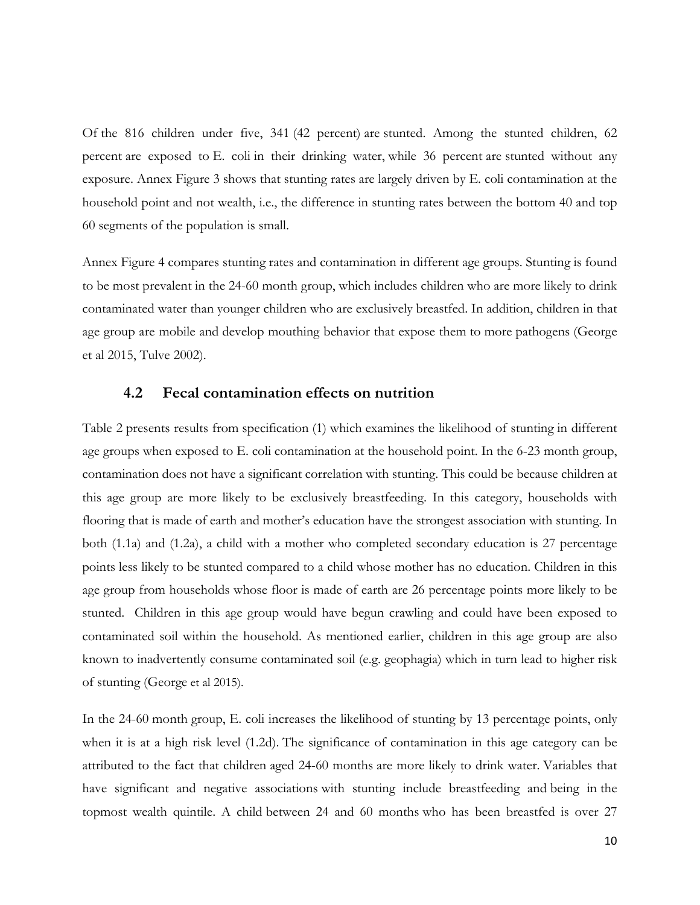Of the 816 children under five, 341 (42 percent) are stunted. Among the stunted children, 62 percent are exposed to E. coli in their drinking water, while 36 percent are stunted without any exposure. Annex Figure 3 shows that stunting rates are largely driven by E. coli contamination at the household point and not wealth, i.e., the difference in stunting rates between the bottom 40 and top 60 segments of the population is small.

Annex Figure 4 compares stunting rates and contamination in different age groups. Stunting is found to be most prevalent in the 24-60 month group, which includes children who are more likely to drink contaminated water than younger children who are exclusively breastfed. In addition, children in that age group are mobile and develop mouthing behavior that expose them to more pathogens (George et al 2015, Tulve 2002).

### 4.2 Fecal contamination effects on nutrition

Table 2 presents results from specification (1) which examines the likelihood of stunting in different age groups when exposed to E. coli contamination at the household point. In the 6-23 month group, contamination does not have a significant correlation with stunting. This could be because children at this age group are more likely to be exclusively breastfeeding. In this category, households with flooring that is made of earth and mother's education have the strongest association with stunting. In both (1.1a) and (1.2a), a child with a mother who completed secondary education is 27 percentage points less likely to be stunted compared to a child whose mother has no education. Children in this age group from households whose floor is made of earth are 26 percentage points more likely to be stunted. Children in this age group would have begun crawling and could have been exposed to contaminated soil within the household. As mentioned earlier, children in this age group are also known to inadvertently consume contaminated soil (e.g. geophagia) which in turn lead to higher risk of stunting (George et al 2015).

In the 24-60 month group, E. coli increases the likelihood of stunting by 13 percentage points, only when it is at a high risk level (1.2d). The significance of contamination in this age category can be attributed to the fact that children aged 24-60 months are more likely to drink water. Variables that have significant and negative associations with stunting include breastfeeding and being in the topmost wealth quintile. A child between 24 and 60 months who has been breastfed is over 27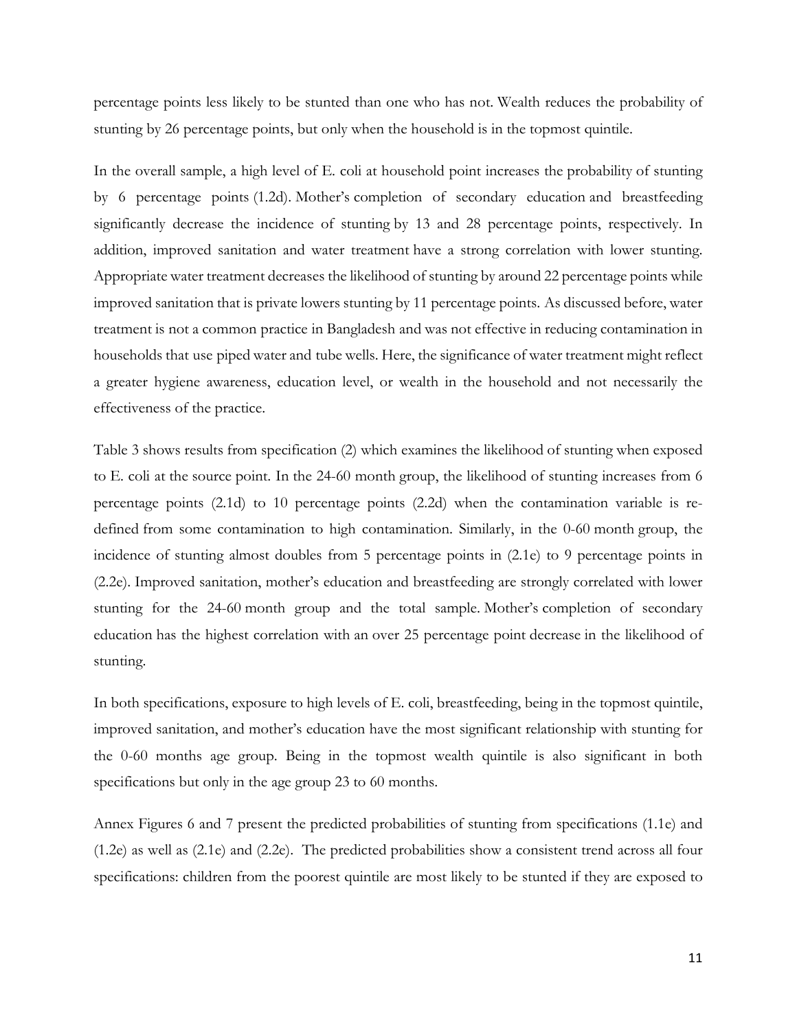percentage points less likely to be stunted than one who has not. Wealth reduces the probability of stunting by 26 percentage points, but only when the household is in the topmost quintile.

In the overall sample, a high level of E. coli at household point increases the probability of stunting by 6 percentage points (1.2d). Mother's completion of secondary education and breastfeeding significantly decrease the incidence of stunting by 13 and 28 percentage points, respectively. In addition, improved sanitation and water treatment have a strong correlation with lower stunting. Appropriate water treatment decreases the likelihood of stunting by around 22 percentage points while improved sanitation that is private lowers stunting by 11 percentage points. As discussed before, water treatment is not a common practice in Bangladesh and was not effective in reducing contamination in households that use piped water and tube wells. Here, the significance of water treatment might reflect a greater hygiene awareness, education level, or wealth in the household and not necessarily the effectiveness of the practice.

Table 3 shows results from specification (2) which examines the likelihood of stunting when exposed to E. coli at the source point. In the 24-60 month group, the likelihood of stunting increases from 6 percentage points (2.1d) to 10 percentage points (2.2d) when the contamination variable is re-defined from some contamination to high contamination. Similarly, in the 0-60 month group, the incidence of stunting almost doubles from 5 percentage points in (2.1e) to 9 percentage points in (2.2e). Improved sanitation, mother's education and breastfeeding are strongly correlated with lower stunting for the 24-60 month group and the total sample. Mother's completion of secondary education has the highest correlation with an over 25 percentage point decrease in the likelihood of stunting.

In both specifications, exposure to high levels of E. coli, breastfeeding, being in the topmost quintile, improved sanitation, and mother's education have the most significant relationship with stunting for the 0-60 months age group. Being in the topmost wealth quintile is also significant in both specifications but only in the age group 23 to 60 months.

Annex Figures 6 and 7 present the predicted probabilities of stunting from specifications (1.1e) and (1.2e) as well as (2.1e) and (2.2e). The predicted probabilities show a consistent trend across all four specifications: children from the poorest quintile are most likely to be stunted if they are exposed to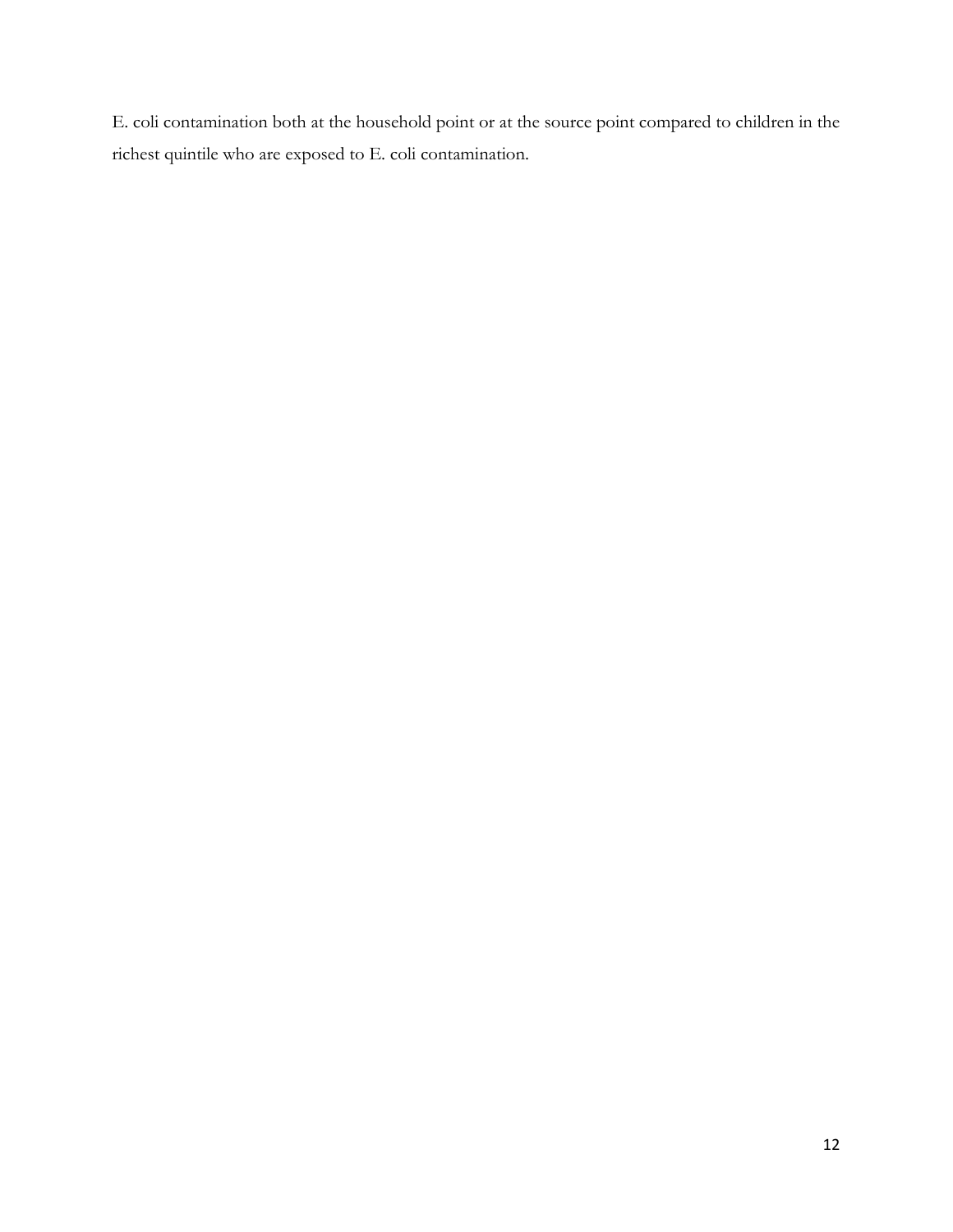E. coli contamination both at the household point or at the source point compared to children in the richest quintile who are exposed to E. coli contamination.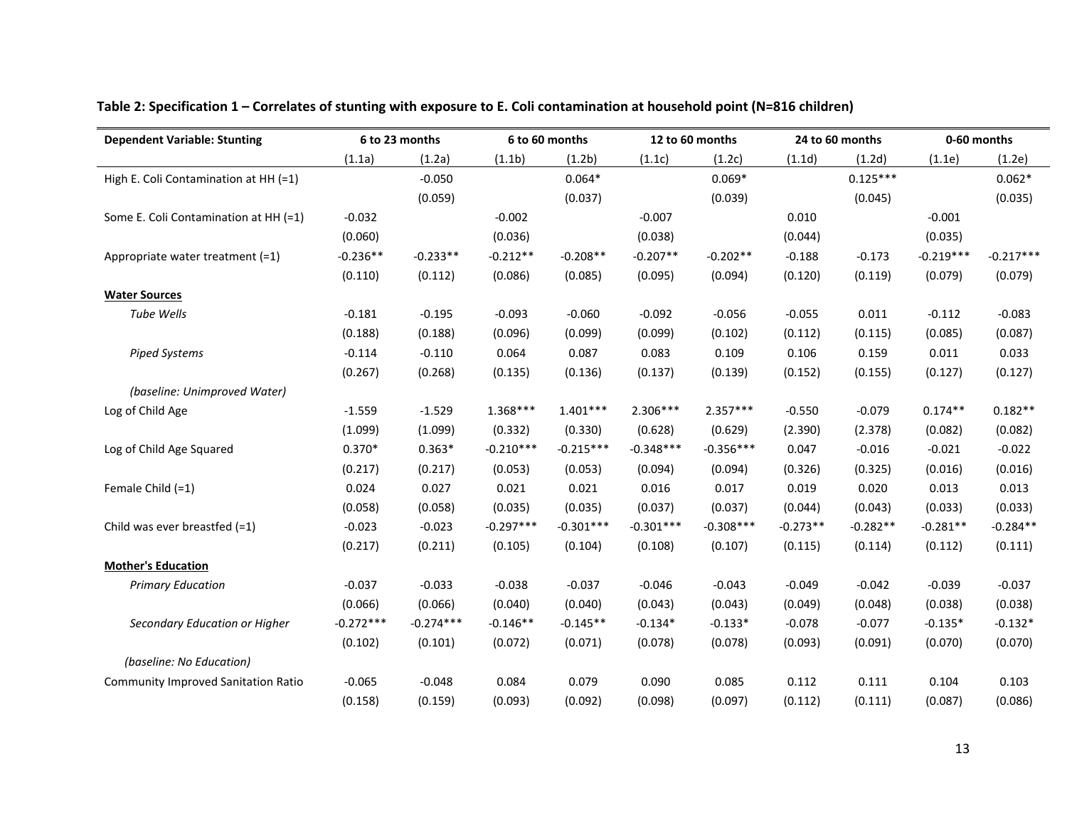**Table 2: Specification 1 – Correlates of stunting with exposure to E. Coli contamination at household point (N=816 children)**

| Dependent Variable: Stunting | 6 to 23 months | | 6 to 60 months | | 12 to 60 months | | 24 to 60 months | | 0-60 months | |
|---|---|---|---|---|---|---|---|---|---|---|
| | (1.1a) | (1.2a) | (1.1b) | (1.2b) | (1.1c) | (1.2c) | (1.1d) | (1.2d) | (1.1e) | (1.2e) |
| High E. Coli Contamination at HH (=1) | | -0.050 | | 0.064* | | 0.069* | | 0.125*** | | 0.062* |
| | | (0.059) | | (0.037) | | (0.039) | | (0.045) | | (0.035) |
| Some E. Coli Contamination at HH (=1) | -0.032 | | -0.002 | | -0.007 | | 0.010 | | -0.001 | |
| | (0.060) | | (0.036) | | (0.038) | | (0.044) | | (0.035) | |
| Appropriate water treatment (=1) | -0.236** | -0.233** | -0.212** | -0.208** | -0.207** | -0.202** | -0.188 | -0.173 | -0.219*** | -0.217*** |
| | (0.110) | (0.112) | (0.086) | (0.085) | (0.095) | (0.094) | (0.120) | (0.119) | (0.079) | (0.079) |
| **Water Sources** | | | | | | | | | | |
| *Tube Wells* | -0.181 | -0.195 | -0.093 | -0.060 | -0.092 | -0.056 | -0.055 | 0.011 | -0.112 | -0.083 |
| | (0.188) | (0.188) | (0.096) | (0.099) | (0.099) | (0.102) | (0.112) | (0.115) | (0.085) | (0.087) |
| *Piped Systems* | -0.114 | -0.110 | 0.064 | 0.087 | 0.083 | 0.109 | 0.106 | 0.159 | 0.011 | 0.033 |
| | (0.267) | (0.268) | (0.135) | (0.136) | (0.137) | (0.139) | (0.152) | (0.155) | (0.127) | (0.127) |
| *(baseline: Unimproved Water)* | | | | | | | | | | |
| Log of Child Age | -1.559 | -1.529 | 1.368*** | 1.401*** | 2.306*** | 2.357*** | -0.550 | -0.079 | 0.174** | 0.182** |
| | (1.099) | (1.099) | (0.332) | (0.330) | (0.628) | (0.629) | (2.390) | (2.378) | (0.082) | (0.082) |
| Log of Child Age Squared | 0.370* | 0.363* | -0.210*** | -0.215*** | -0.348*** | -0.356*** | 0.047 | -0.016 | -0.021 | -0.022 |
| | (0.217) | (0.217) | (0.053) | (0.053) | (0.094) | (0.094) | (0.326) | (0.325) | (0.016) | (0.016) |
| Female Child (=1) | 0.024 | 0.027 | 0.021 | 0.021 | 0.016 | 0.017 | 0.019 | 0.020 | 0.013 | 0.013 |
| | (0.058) | (0.058) | (0.035) | (0.035) | (0.037) | (0.037) | (0.044) | (0.043) | (0.033) | (0.033) |
| Child was ever breastfed (=1) | -0.023 | -0.023 | -0.297*** | -0.301*** | -0.301*** | -0.308*** | -0.273** | -0.282** | -0.281** | -0.284** |
| | (0.217) | (0.211) | (0.105) | (0.104) | (0.108) | (0.107) | (0.115) | (0.114) | (0.112) | (0.111) |
| **Mother's Education** | | | | | | | | | | |
| *Primary Education* | -0.037 | -0.033 | -0.038 | -0.037 | -0.046 | -0.043 | -0.049 | -0.042 | -0.039 | -0.037 |
| | (0.066) | (0.066) | (0.040) | (0.040) | (0.043) | (0.043) | (0.049) | (0.048) | (0.038) | (0.038) |
| *Secondary Education or Higher* | -0.272*** | -0.274*** | -0.146** | -0.145** | -0.134* | -0.133* | -0.078 | -0.077 | -0.135* | -0.132* |
| | (0.102) | (0.101) | (0.072) | (0.071) | (0.078) | (0.078) | (0.093) | (0.091) | (0.070) | (0.070) |
| *(baseline: No Education)* | | | | | | | | | | |
| Community Improved Sanitation Ratio | -0.065 | -0.048 | 0.084 | 0.079 | 0.090 | 0.085 | 0.112 | 0.111 | 0.104 | 0.103 |
| | (0.158) | (0.159) | (0.093) | (0.092) | (0.098) | (0.097) | (0.112) | (0.111) | (0.087) | (0.086) |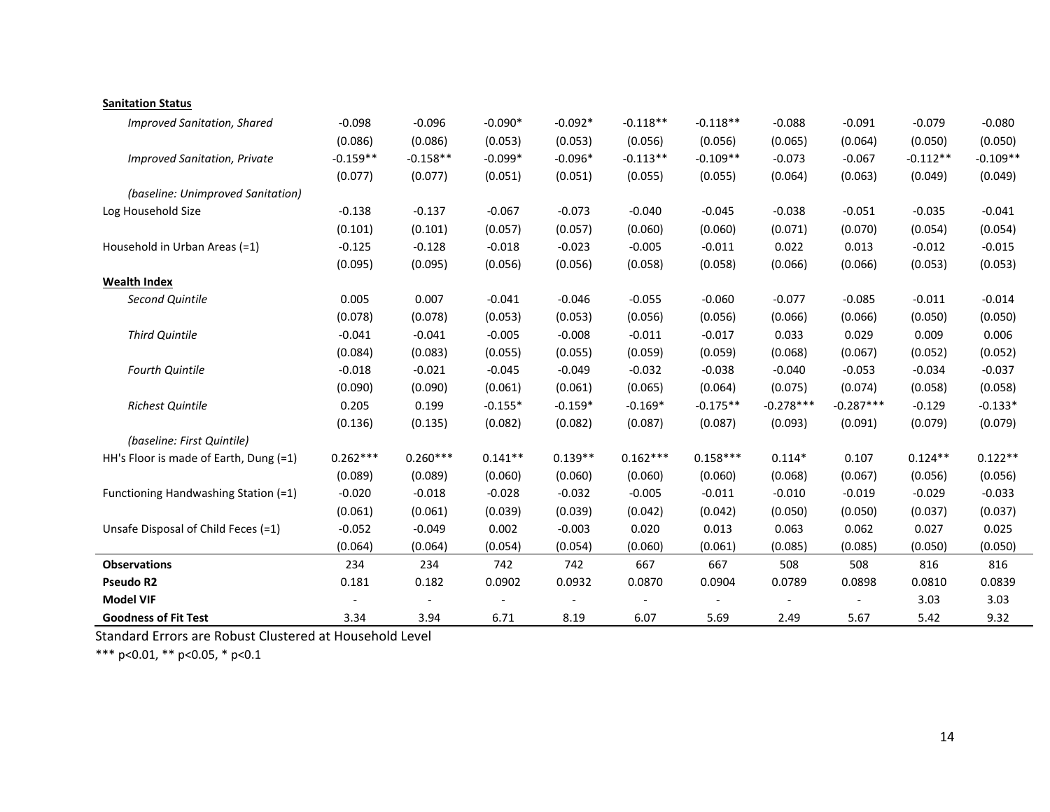| | | | | | | | | | | |
|---|---|---|---|---|---|---|---|---|---|---|
| **Sanitation Status** | | | | | | | | | | |
| *Improved Sanitation, Shared* | -0.098 | -0.096 | -0.090* | -0.092* | -0.118** | -0.118** | -0.088 | -0.091 | -0.079 | -0.080 |
| | (0.086) | (0.086) | (0.053) | (0.053) | (0.056) | (0.056) | (0.065) | (0.064) | (0.050) | (0.050) |
| *Improved Sanitation, Private* | -0.159** | -0.158** | -0.099* | -0.096* | -0.113** | -0.109** | -0.073 | -0.067 | -0.112** | -0.109** |
| | (0.077) | (0.077) | (0.051) | (0.051) | (0.055) | (0.055) | (0.064) | (0.063) | (0.049) | (0.049) |
| *(baseline: Unimproved Sanitation)* | | | | | | | | | | |
| Log Household Size | -0.138 | -0.137 | -0.067 | -0.073 | -0.040 | -0.045 | -0.038 | -0.051 | -0.035 | -0.041 |
| | (0.101) | (0.101) | (0.057) | (0.057) | (0.060) | (0.060) | (0.071) | (0.070) | (0.054) | (0.054) |
| Household in Urban Areas (=1) | -0.125 | -0.128 | -0.018 | -0.023 | -0.005 | -0.011 | 0.022 | 0.013 | -0.012 | -0.015 |
| | (0.095) | (0.095) | (0.056) | (0.056) | (0.058) | (0.058) | (0.066) | (0.066) | (0.053) | (0.053) |
| **Wealth Index** | | | | | | | | | | |
| *Second Quintile* | 0.005 | 0.007 | -0.041 | -0.046 | -0.055 | -0.060 | -0.077 | -0.085 | -0.011 | -0.014 |
| | (0.078) | (0.078) | (0.053) | (0.053) | (0.056) | (0.056) | (0.066) | (0.066) | (0.050) | (0.050) |
| *Third Quintile* | -0.041 | -0.041 | -0.005 | -0.008 | -0.011 | -0.017 | 0.033 | 0.029 | 0.009 | 0.006 |
| | (0.084) | (0.083) | (0.055) | (0.055) | (0.059) | (0.059) | (0.068) | (0.067) | (0.052) | (0.052) |
| *Fourth Quintile* | -0.018 | -0.021 | -0.045 | -0.049 | -0.032 | -0.038 | -0.040 | -0.053 | -0.034 | -0.037 |
| | (0.090) | (0.090) | (0.061) | (0.061) | (0.065) | (0.064) | (0.075) | (0.074) | (0.058) | (0.058) |
| *Richest Quintile* | 0.205 | 0.199 | -0.155* | -0.159* | -0.169* | -0.175** | -0.278*** | -0.287*** | -0.129 | -0.133* |
| | (0.136) | (0.135) | (0.082) | (0.082) | (0.087) | (0.087) | (0.093) | (0.091) | (0.079) | (0.079) |
| *(baseline: First Quintile)* | | | | | | | | | | |
| HH's Floor is made of Earth, Dung (=1) | 0.262*** | 0.260*** | 0.141** | 0.139** | 0.162*** | 0.158*** | 0.114* | 0.107 | 0.124** | 0.122** |
| | (0.089) | (0.089) | (0.060) | (0.060) | (0.060) | (0.060) | (0.068) | (0.067) | (0.056) | (0.056) |
| Functioning Handwashing Station (=1) | -0.020 | -0.018 | -0.028 | -0.032 | -0.005 | -0.011 | -0.010 | -0.019 | -0.029 | -0.033 |
| | (0.061) | (0.061) | (0.039) | (0.039) | (0.042) | (0.042) | (0.050) | (0.050) | (0.037) | (0.037) |
| Unsafe Disposal of Child Feces (=1) | -0.052 | -0.049 | 0.002 | -0.003 | 0.020 | 0.013 | 0.063 | 0.062 | 0.027 | 0.025 |
| | (0.064) | (0.064) | (0.054) | (0.054) | (0.060) | (0.061) | (0.085) | (0.085) | (0.050) | (0.050) |
| **Observations** | 234 | 234 | 742 | 742 | 667 | 667 | 508 | 508 | 816 | 816 |
| **Pseudo R2** | 0.181 | 0.182 | 0.0902 | 0.0932 | 0.0870 | 0.0904 | 0.0789 | 0.0898 | 0.0810 | 0.0839 |
| **Model VIF** | - | - | - | - | - | - | - | - | 3.03 | 3.03 |
| **Goodness of Fit Test** | 3.34 | 3.94 | 6.71 | 8.19 | 6.07 | 5.69 | 2.49 | 5.67 | 5.42 | 9.32 |

Standard Errors are Robust Clustered at Household Level

*** p<0.01, ** p<0.05, * p<0.1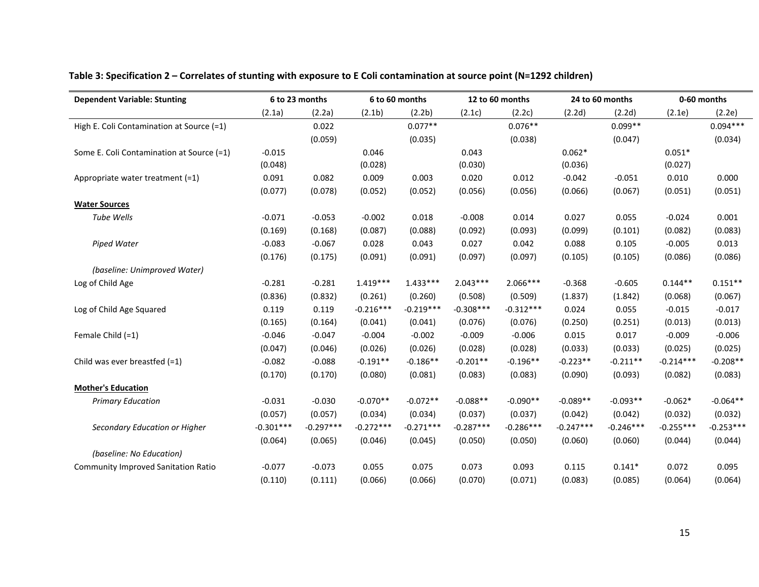**Table 3: Specification 2 – Correlates of stunting with exposure to E Coli contamination at source point (N=1292 children)**

| Dependent Variable: Stunting | 6 to 23 months | | 6 to 60 months | | 12 to 60 months | | 24 to 60 months | | 0-60 months | |
|---|---|---|---|---|---|---|---|---|---|---|
| | (2.1a) | (2.2a) | (2.1b) | (2.2b) | (2.1c) | (2.2c) | (2.2d) | (2.2d) | (2.1e) | (2.2e) |
| High E. Coli Contamination at Source (=1) | | 0.022 | | 0.077** | | 0.076** | | 0.099** | | 0.094*** |
| | | (0.059) | | (0.035) | | (0.038) | | (0.047) | | (0.034) |
| Some E. Coli Contamination at Source (=1) | -0.015 | | 0.046 | | 0.043 | | 0.062* | | 0.051* | |
| | (0.048) | | (0.028) | | (0.030) | | (0.036) | | (0.027) | |
| Appropriate water treatment (=1) | 0.091 | 0.082 | 0.009 | 0.003 | 0.020 | 0.012 | -0.042 | -0.051 | 0.010 | 0.000 |
| | (0.077) | (0.078) | (0.052) | (0.052) | (0.056) | (0.056) | (0.066) | (0.067) | (0.051) | (0.051) |
| **Water Sources** | | | | | | | | | | |
| *Tube Wells* | -0.071 | -0.053 | -0.002 | 0.018 | -0.008 | 0.014 | 0.027 | 0.055 | -0.024 | 0.001 |
| | (0.169) | (0.168) | (0.087) | (0.088) | (0.092) | (0.093) | (0.099) | (0.101) | (0.082) | (0.083) |
| *Piped Water* | -0.083 | -0.067 | 0.028 | 0.043 | 0.027 | 0.042 | 0.088 | 0.105 | -0.005 | 0.013 |
| | (0.176) | (0.175) | (0.091) | (0.091) | (0.097) | (0.097) | (0.105) | (0.105) | (0.086) | (0.086) |
| *(baseline: Unimproved Water)* | | | | | | | | | | |
| Log of Child Age | -0.281 | -0.281 | 1.419*** | 1.433*** | 2.043*** | 2.066*** | -0.368 | -0.605 | 0.144** | 0.151** |
| | (0.836) | (0.832) | (0.261) | (0.260) | (0.508) | (0.509) | (1.837) | (1.842) | (0.068) | (0.067) |
| Log of Child Age Squared | 0.119 | 0.119 | -0.216*** | -0.219*** | -0.308*** | -0.312*** | 0.024 | 0.055 | -0.015 | -0.017 |
| | (0.165) | (0.164) | (0.041) | (0.041) | (0.076) | (0.076) | (0.250) | (0.251) | (0.013) | (0.013) |
| Female Child (=1) | -0.046 | -0.047 | -0.004 | -0.002 | -0.009 | -0.006 | 0.015 | 0.017 | -0.009 | -0.006 |
| | (0.047) | (0.046) | (0.026) | (0.026) | (0.028) | (0.028) | (0.033) | (0.033) | (0.025) | (0.025) |
| Child was ever breastfed (=1) | -0.082 | -0.088 | -0.191** | -0.186** | -0.201** | -0.196** | -0.223** | -0.211** | -0.214*** | -0.208** |
| | (0.170) | (0.170) | (0.080) | (0.081) | (0.083) | (0.083) | (0.090) | (0.093) | (0.082) | (0.083) |
| **Mother's Education** | | | | | | | | | | |
| *Primary Education* | -0.031 | -0.030 | -0.070** | -0.072** | -0.088** | -0.090** | -0.089** | -0.093** | -0.062* | -0.064** |
| | (0.057) | (0.057) | (0.034) | (0.034) | (0.037) | (0.037) | (0.042) | (0.042) | (0.032) | (0.032) |
| *Secondary Education or Higher* | -0.301*** | -0.297*** | -0.272*** | -0.271*** | -0.287*** | -0.286*** | -0.247*** | -0.246*** | -0.255*** | -0.253*** |
| | (0.064) | (0.065) | (0.046) | (0.045) | (0.050) | (0.050) | (0.060) | (0.060) | (0.044) | (0.044) |
| *(baseline: No Education)* | | | | | | | | | | |
| Community Improved Sanitation Ratio | -0.077 | -0.073 | 0.055 | 0.075 | 0.073 | 0.093 | 0.115 | 0.141* | 0.072 | 0.095 |
| | (0.110) | (0.111) | (0.066) | (0.066) | (0.070) | (0.071) | (0.083) | (0.085) | (0.064) | (0.064) |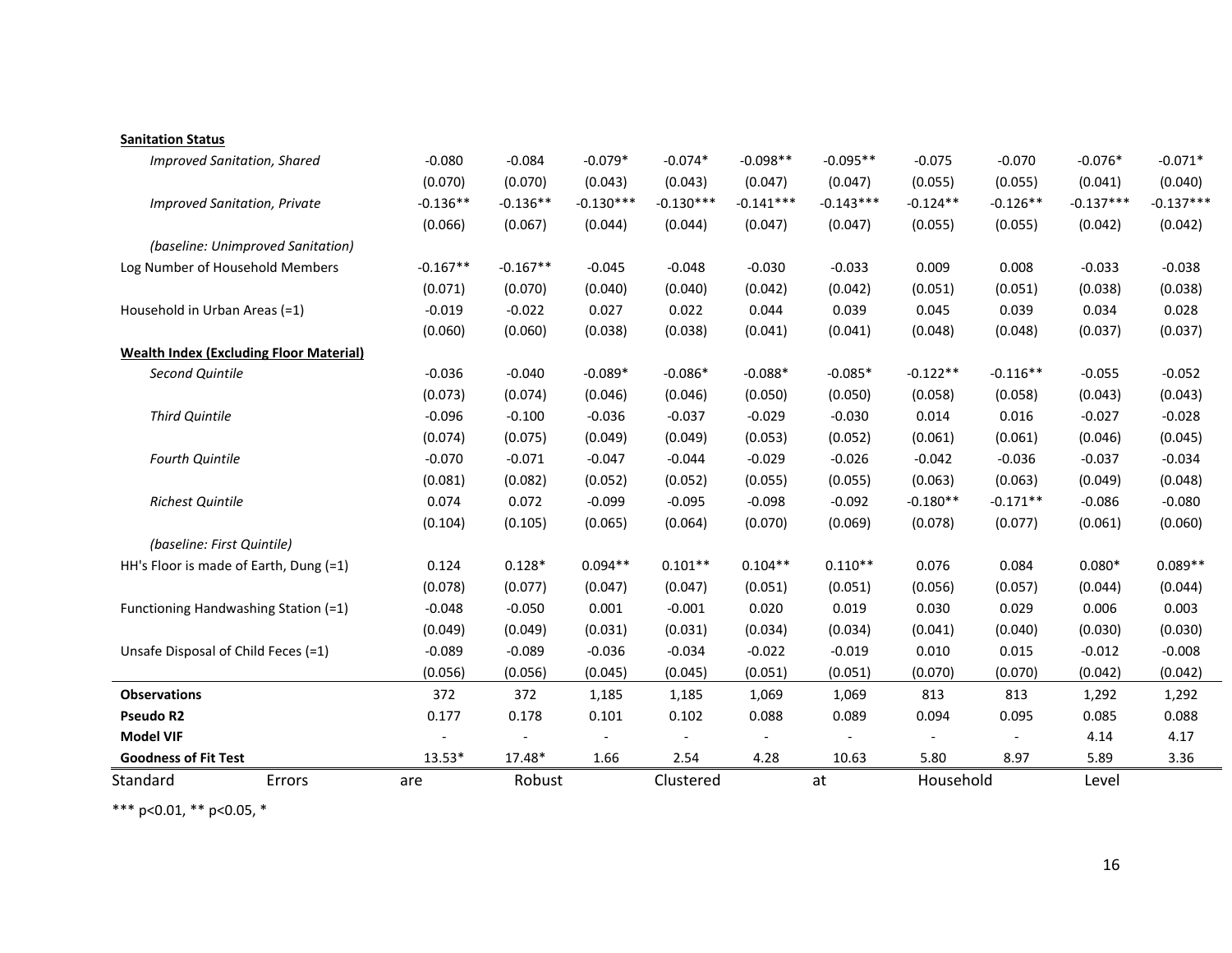| | | | | | | | | | | |
|---|---|---|---|---|---|---|---|---|---|---|
| **Sanitation Status** | | | | | | | | | | |
| *Improved Sanitation, Shared* | -0.080 | -0.084 | -0.079* | -0.074* | -0.098** | -0.095** | -0.075 | -0.070 | -0.076* | -0.071* |
| | (0.070) | (0.070) | (0.043) | (0.043) | (0.047) | (0.047) | (0.055) | (0.055) | (0.041) | (0.040) |
| *Improved Sanitation, Private* | -0.136** | -0.136** | -0.130*** | -0.130*** | -0.141*** | -0.143*** | -0.124** | -0.126** | -0.137*** | -0.137*** |
| | (0.066) | (0.067) | (0.044) | (0.044) | (0.047) | (0.047) | (0.055) | (0.055) | (0.042) | (0.042) |
| *(baseline: Unimproved Sanitation)* | | | | | | | | | | |
| Log Number of Household Members | -0.167** | -0.167** | -0.045 | -0.048 | -0.030 | -0.033 | 0.009 | 0.008 | -0.033 | -0.038 |
| | (0.071) | (0.070) | (0.040) | (0.040) | (0.042) | (0.042) | (0.051) | (0.051) | (0.038) | (0.038) |
| Household in Urban Areas (=1) | -0.019 | -0.022 | 0.027 | 0.022 | 0.044 | 0.039 | 0.045 | 0.039 | 0.034 | 0.028 |
| | (0.060) | (0.060) | (0.038) | (0.038) | (0.041) | (0.041) | (0.048) | (0.048) | (0.037) | (0.037) |
| **Wealth Index (Excluding Floor Material)** | | | | | | | | | | |
| *Second Quintile* | -0.036 | -0.040 | -0.089* | -0.086* | -0.088* | -0.085* | -0.122** | -0.116** | -0.055 | -0.052 |
| | (0.073) | (0.074) | (0.046) | (0.046) | (0.050) | (0.050) | (0.058) | (0.058) | (0.043) | (0.043) |
| *Third Quintile* | -0.096 | -0.100 | -0.036 | -0.037 | -0.029 | -0.030 | 0.014 | 0.016 | -0.027 | -0.028 |
| | (0.074) | (0.075) | (0.049) | (0.049) | (0.053) | (0.052) | (0.061) | (0.061) | (0.046) | (0.045) |
| *Fourth Quintile* | -0.070 | -0.071 | -0.047 | -0.044 | -0.029 | -0.026 | -0.042 | -0.036 | -0.037 | -0.034 |
| | (0.081) | (0.082) | (0.052) | (0.052) | (0.055) | (0.055) | (0.063) | (0.063) | (0.049) | (0.048) |
| *Richest Quintile* | 0.074 | 0.072 | -0.099 | -0.095 | -0.098 | -0.092 | -0.180** | -0.171** | -0.086 | -0.080 |
| | (0.104) | (0.105) | (0.065) | (0.064) | (0.070) | (0.069) | (0.078) | (0.077) | (0.061) | (0.060) |
| *(baseline: First Quintile)* | | | | | | | | | | |
| HH's Floor is made of Earth, Dung (=1) | 0.124 | 0.128* | 0.094** | 0.101** | 0.104** | 0.110** | 0.076 | 0.084 | 0.080* | 0.089** |
| | (0.078) | (0.077) | (0.047) | (0.047) | (0.051) | (0.051) | (0.056) | (0.057) | (0.044) | (0.044) |
| Functioning Handwashing Station (=1) | -0.048 | -0.050 | 0.001 | -0.001 | 0.020 | 0.019 | 0.030 | 0.029 | 0.006 | 0.003 |
| | (0.049) | (0.049) | (0.031) | (0.031) | (0.034) | (0.034) | (0.041) | (0.040) | (0.030) | (0.030) |
| Unsafe Disposal of Child Feces (=1) | -0.089 | -0.089 | -0.036 | -0.034 | -0.022 | -0.019 | 0.010 | 0.015 | -0.012 | -0.008 |
| | (0.056) | (0.056) | (0.045) | (0.045) | (0.051) | (0.051) | (0.070) | (0.070) | (0.042) | (0.042) |
| **Observations** | 372 | 372 | 1,185 | 1,185 | 1,069 | 1,069 | 813 | 813 | 1,292 | 1,292 |
| **Pseudo R2** | 0.177 | 0.178 | 0.101 | 0.102 | 0.088 | 0.089 | 0.094 | 0.095 | 0.085 | 0.088 |
| **Model VIF** | - | - | - | - | - | - | - | - | 4.14 | 4.17 |
| **Goodness of Fit Test** | 13.53* | 17.48* | 1.66 | 2.54 | 4.28 | 10.63 | 5.80 | 8.97 | 5.89 | 3.36 |

Standard Errors are Robust Clustered at Household Level

*** p<0.01, ** p<0.05, *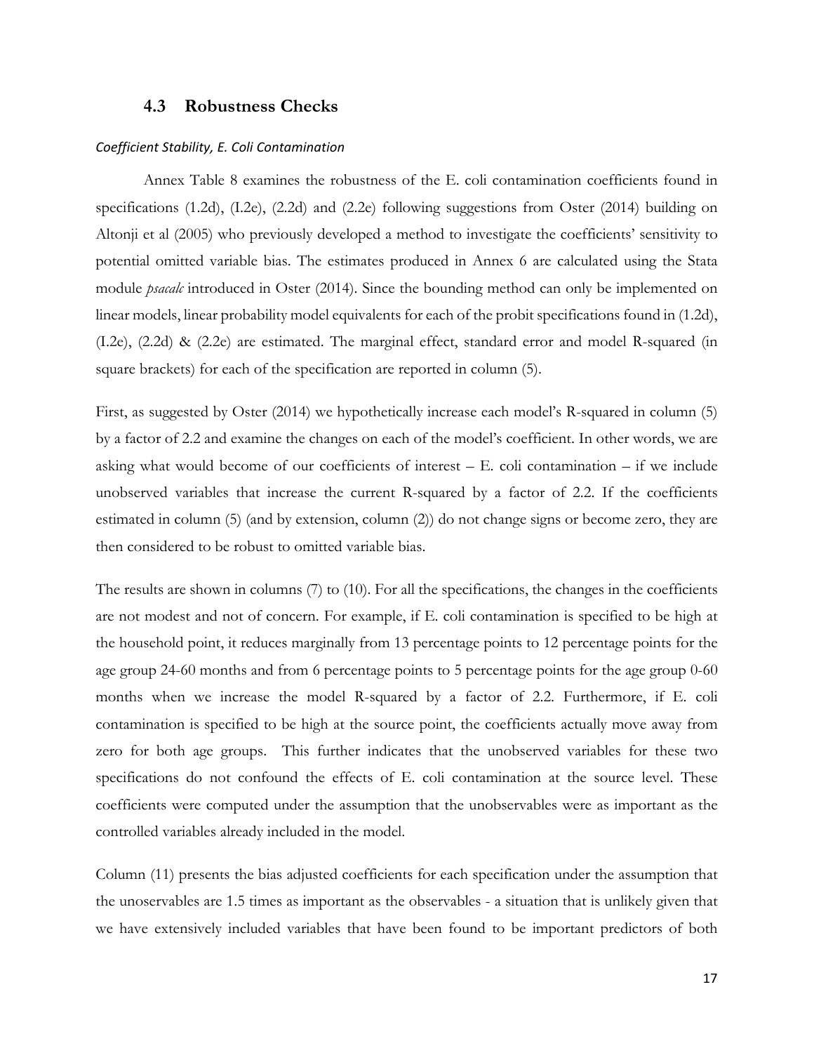## 4.3 Robustness Checks

*Coefficient Stability, E. Coli Contamination*

Annex Table 8 examines the robustness of the E. coli contamination coefficients found in specifications (1.2d), (I.2e), (2.2d) and (2.2e) following suggestions from Oster (2014) building on Altonji et al (2005) who previously developed a method to investigate the coefficients' sensitivity to potential omitted variable bias. The estimates produced in Annex 6 are calculated using the Stata module *psacalc* introduced in Oster (2014). Since the bounding method can only be implemented on linear models, linear probability model equivalents for each of the probit specifications found in (1.2d), (I.2e), (2.2d) & (2.2e) are estimated. The marginal effect, standard error and model R-squared (in square brackets) for each of the specification are reported in column (5).

First, as suggested by Oster (2014) we hypothetically increase each model's R-squared in column (5) by a factor of 2.2 and examine the changes on each of the model's coefficient. In other words, we are asking what would become of our coefficients of interest – E. coli contamination – if we include unobserved variables that increase the current R-squared by a factor of 2.2. If the coefficients estimated in column (5) (and by extension, column (2)) do not change signs or become zero, they are then considered to be robust to omitted variable bias.

The results are shown in columns (7) to (10). For all the specifications, the changes in the coefficients are not modest and not of concern. For example, if E. coli contamination is specified to be high at the household point, it reduces marginally from 13 percentage points to 12 percentage points for the age group 24-60 months and from 6 percentage points to 5 percentage points for the age group 0-60 months when we increase the model R-squared by a factor of 2.2. Furthermore, if E. coli contamination is specified to be high at the source point, the coefficients actually move away from zero for both age groups. This further indicates that the unobserved variables for these two specifications do not confound the effects of E. coli contamination at the source level. These coefficients were computed under the assumption that the unobservables were as important as the controlled variables already included in the model.

Column (11) presents the bias adjusted coefficients for each specification under the assumption that the unoservables are 1.5 times as important as the observables - a situation that is unlikely given that we have extensively included variables that have been found to be important predictors of both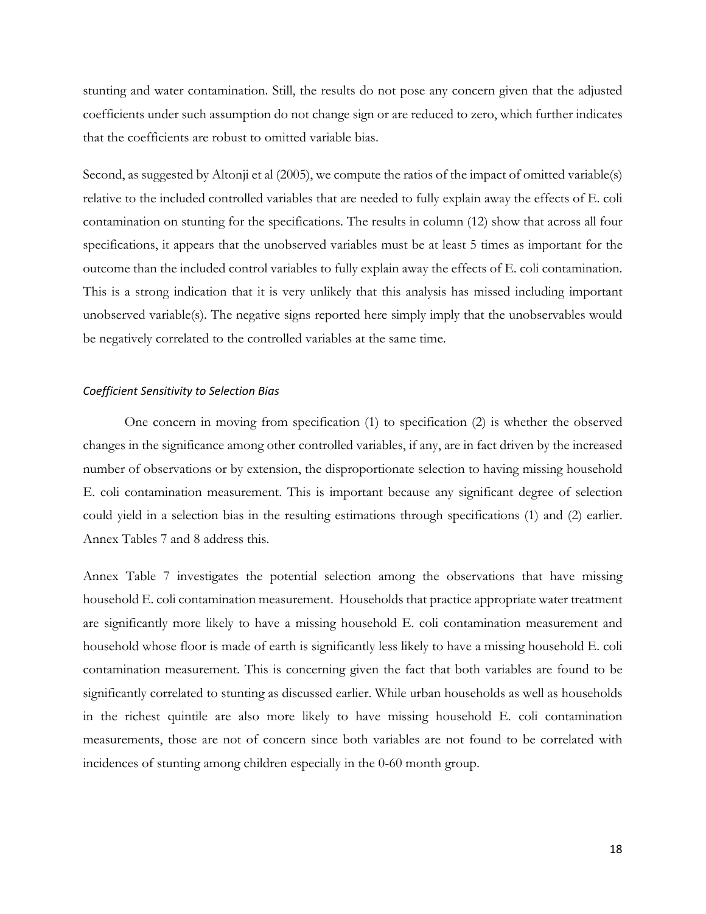stunting and water contamination. Still, the results do not pose any concern given that the adjusted coefficients under such assumption do not change sign or are reduced to zero, which further indicates that the coefficients are robust to omitted variable bias.

Second, as suggested by Altonji et al (2005), we compute the ratios of the impact of omitted variable(s) relative to the included controlled variables that are needed to fully explain away the effects of E. coli contamination on stunting for the specifications. The results in column (12) show that across all four specifications, it appears that the unobserved variables must be at least 5 times as important for the outcome than the included control variables to fully explain away the effects of E. coli contamination. This is a strong indication that it is very unlikely that this analysis has missed including important unobserved variable(s). The negative signs reported here simply imply that the unobservables would be negatively correlated to the controlled variables at the same time.

#### *Coefficient Sensitivity to Selection Bias*

One concern in moving from specification (1) to specification (2) is whether the observed changes in the significance among other controlled variables, if any, are in fact driven by the increased number of observations or by extension, the disproportionate selection to having missing household E. coli contamination measurement. This is important because any significant degree of selection could yield in a selection bias in the resulting estimations through specifications (1) and (2) earlier. Annex Tables 7 and 8 address this.

Annex Table 7 investigates the potential selection among the observations that have missing household E. coli contamination measurement. Households that practice appropriate water treatment are significantly more likely to have a missing household E. coli contamination measurement and household whose floor is made of earth is significantly less likely to have a missing household E. coli contamination measurement. This is concerning given the fact that both variables are found to be significantly correlated to stunting as discussed earlier. While urban households as well as households in the richest quintile are also more likely to have missing household E. coli contamination measurements, those are not of concern since both variables are not found to be correlated with incidences of stunting among children especially in the 0-60 month group.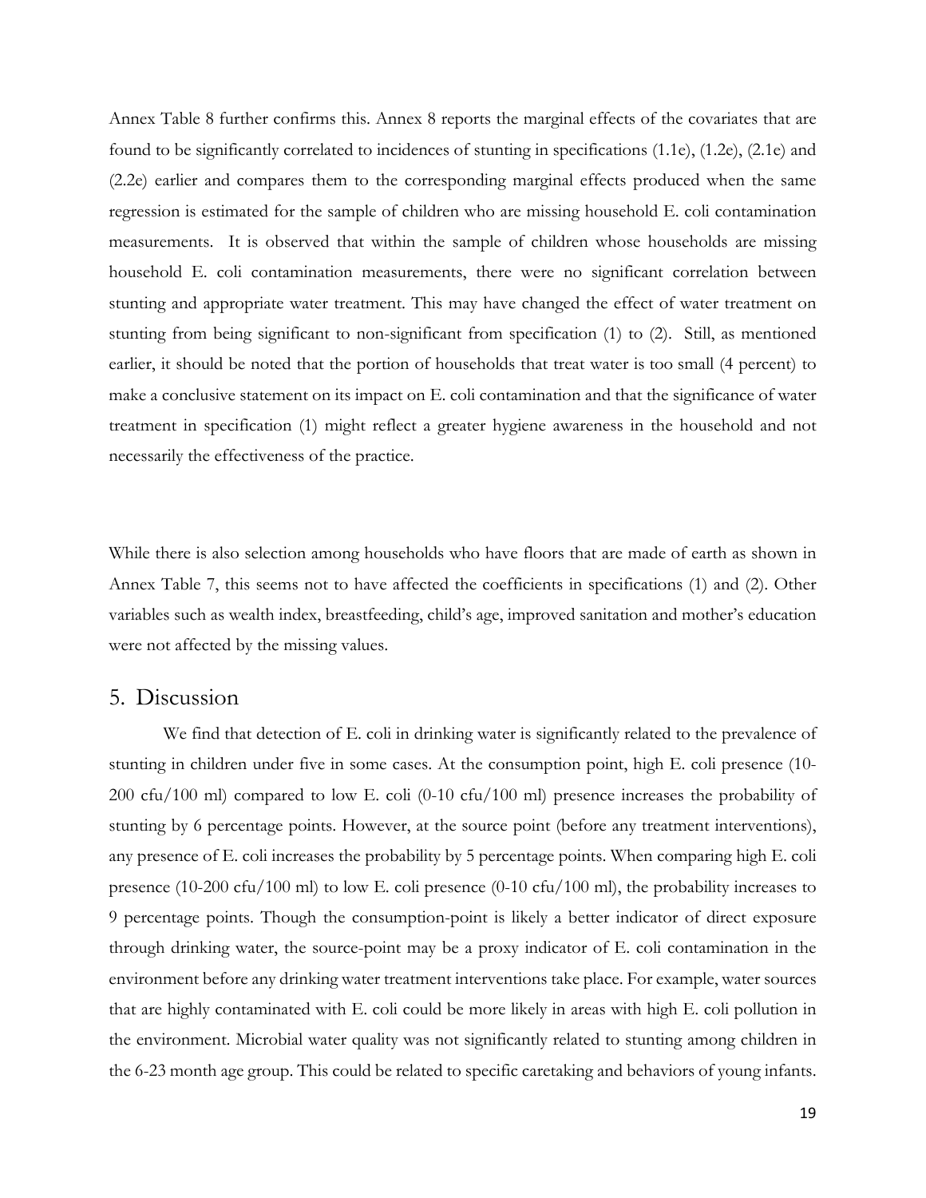Annex Table 8 further confirms this. Annex 8 reports the marginal effects of the covariates that are found to be significantly correlated to incidences of stunting in specifications (1.1e), (1.2e), (2.1e) and (2.2e) earlier and compares them to the corresponding marginal effects produced when the same regression is estimated for the sample of children who are missing household E. coli contamination measurements. It is observed that within the sample of children whose households are missing household E. coli contamination measurements, there were no significant correlation between stunting and appropriate water treatment. This may have changed the effect of water treatment on stunting from being significant to non-significant from specification (1) to (2). Still, as mentioned earlier, it should be noted that the portion of households that treat water is too small (4 percent) to make a conclusive statement on its impact on E. coli contamination and that the significance of water treatment in specification (1) might reflect a greater hygiene awareness in the household and not necessarily the effectiveness of the practice.

While there is also selection among households who have floors that are made of earth as shown in Annex Table 7, this seems not to have affected the coefficients in specifications (1) and (2). Other variables such as wealth index, breastfeeding, child's age, improved sanitation and mother's education were not affected by the missing values.

## 5. Discussion

We find that detection of E. coli in drinking water is significantly related to the prevalence of stunting in children under five in some cases. At the consumption point, high E. coli presence (10-200 cfu/100 ml) compared to low E. coli (0-10 cfu/100 ml) presence increases the probability of stunting by 6 percentage points. However, at the source point (before any treatment interventions), any presence of E. coli increases the probability by 5 percentage points. When comparing high E. coli presence (10-200 cfu/100 ml) to low E. coli presence (0-10 cfu/100 ml), the probability increases to 9 percentage points. Though the consumption-point is likely a better indicator of direct exposure through drinking water, the source-point may be a proxy indicator of E. coli contamination in the environment before any drinking water treatment interventions take place. For example, water sources that are highly contaminated with E. coli could be more likely in areas with high E. coli pollution in the environment. Microbial water quality was not significantly related to stunting among children in the 6-23 month age group. This could be related to specific caretaking and behaviors of young infants.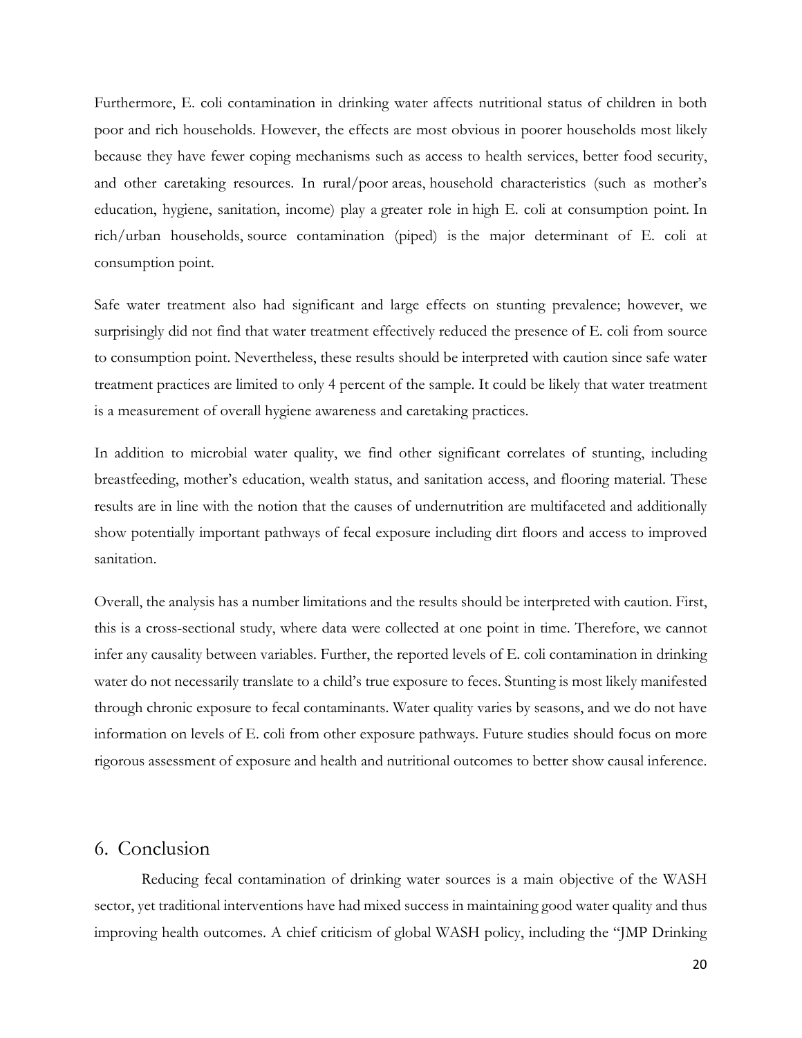Furthermore, E. coli contamination in drinking water affects nutritional status of children in both poor and rich households. However, the effects are most obvious in poorer households most likely because they have fewer coping mechanisms such as access to health services, better food security, and other caretaking resources. In rural/poor areas, household characteristics (such as mother's education, hygiene, sanitation, income) play a greater role in high E. coli at consumption point. In rich/urban households, source contamination (piped) is the major determinant of E. coli at consumption point.

Safe water treatment also had significant and large effects on stunting prevalence; however, we surprisingly did not find that water treatment effectively reduced the presence of E. coli from source to consumption point. Nevertheless, these results should be interpreted with caution since safe water treatment practices are limited to only 4 percent of the sample. It could be likely that water treatment is a measurement of overall hygiene awareness and caretaking practices.

In addition to microbial water quality, we find other significant correlates of stunting, including breastfeeding, mother's education, wealth status, and sanitation access, and flooring material. These results are in line with the notion that the causes of undernutrition are multifaceted and additionally show potentially important pathways of fecal exposure including dirt floors and access to improved sanitation.

Overall, the analysis has a number limitations and the results should be interpreted with caution. First, this is a cross-sectional study, where data were collected at one point in time. Therefore, we cannot infer any causality between variables. Further, the reported levels of E. coli contamination in drinking water do not necessarily translate to a child's true exposure to feces. Stunting is most likely manifested through chronic exposure to fecal contaminants. Water quality varies by seasons, and we do not have information on levels of E. coli from other exposure pathways. Future studies should focus on more rigorous assessment of exposure and health and nutritional outcomes to better show causal inference.

## 6. Conclusion

Reducing fecal contamination of drinking water sources is a main objective of the WASH sector, yet traditional interventions have had mixed success in maintaining good water quality and thus improving health outcomes. A chief criticism of global WASH policy, including the "JMP Drinking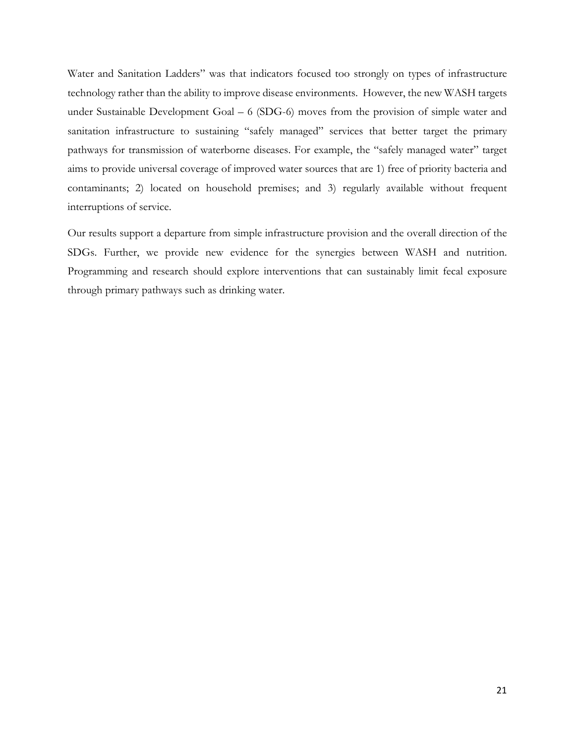Water and Sanitation Ladders" was that indicators focused too strongly on types of infrastructure technology rather than the ability to improve disease environments.  However, the new WASH targets under Sustainable Development Goal – 6 (SDG-6) moves from the provision of simple water and sanitation infrastructure to sustaining "safely managed" services that better target the primary pathways for transmission of waterborne diseases. For example, the "safely managed water" target aims to provide universal coverage of improved water sources that are 1) free of priority bacteria and contaminants; 2) located on household premises; and 3) regularly available without frequent interruptions of service.

Our results support a departure from simple infrastructure provision and the overall direction of the SDGs. Further, we provide new evidence for the synergies between WASH and nutrition. Programming and research should explore interventions that can sustainably limit fecal exposure through primary pathways such as drinking water.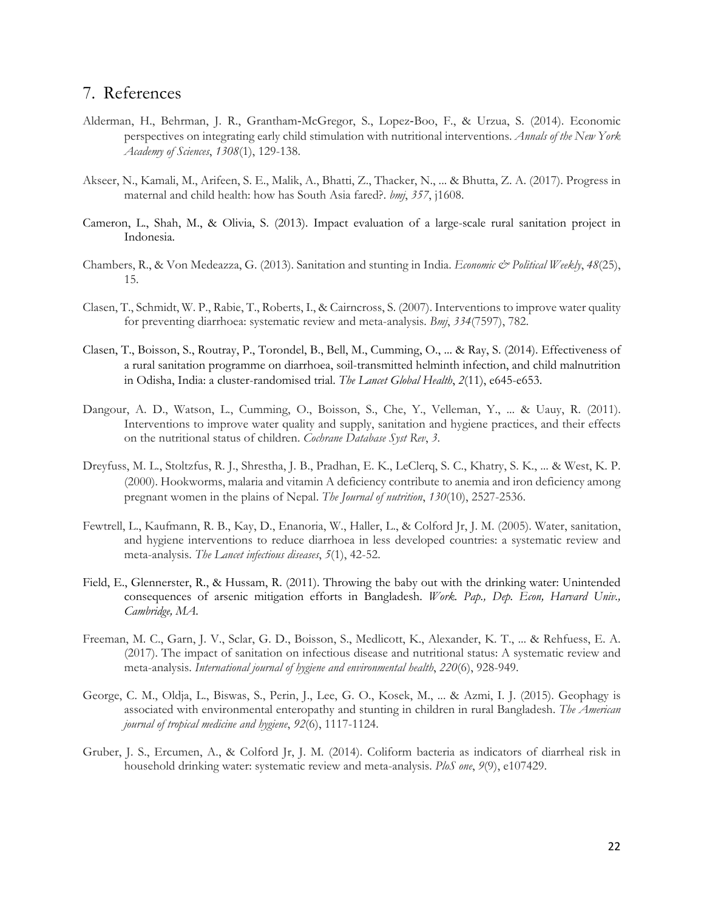## 7. References

Alderman, H., Behrman, J. R., Grantham-McGregor, S., Lopez-Boo, F., & Urzua, S. (2014). Economic perspectives on integrating early child stimulation with nutritional interventions. *Annals of the New York Academy of Sciences*, *1308*(1), 129-138.

Akseer, N., Kamali, M., Arifeen, S. E., Malik, A., Bhatti, Z., Thacker, N., ... & Bhutta, Z. A. (2017). Progress in maternal and child health: how has South Asia fared?. *bmj*, *357*, j1608.

Cameron, L., Shah, M., & Olivia, S. (2013). Impact evaluation of a large-scale rural sanitation project in Indonesia.

Chambers, R., & Von Medeazza, G. (2013). Sanitation and stunting in India. *Economic & Political Weekly*, *48*(25), 15.

Clasen, T., Schmidt, W. P., Rabie, T., Roberts, I., & Cairncross, S. (2007). Interventions to improve water quality for preventing diarrhoea: systematic review and meta-analysis. *Bmj*, *334*(7597), 782.

Clasen, T., Boisson, S., Routray, P., Torondel, B., Bell, M., Cumming, O., ... & Ray, S. (2014). Effectiveness of a rural sanitation programme on diarrhoea, soil-transmitted helminth infection, and child malnutrition in Odisha, India: a cluster-randomised trial. *The Lancet Global Health*, *2*(11), e645-e653.

Dangour, A. D., Watson, L., Cumming, O., Boisson, S., Che, Y., Velleman, Y., ... & Uauy, R. (2011). Interventions to improve water quality and supply, sanitation and hygiene practices, and their effects on the nutritional status of children. *Cochrane Database Syst Rev*, *3*.

Dreyfuss, M. L., Stoltzfus, R. J., Shrestha, J. B., Pradhan, E. K., LeClerq, S. C., Khatry, S. K., ... & West, K. P. (2000). Hookworms, malaria and vitamin A deficiency contribute to anemia and iron deficiency among pregnant women in the plains of Nepal. *The Journal of nutrition*, *130*(10), 2527-2536.

Fewtrell, L., Kaufmann, R. B., Kay, D., Enanoria, W., Haller, L., & Colford Jr, J. M. (2005). Water, sanitation, and hygiene interventions to reduce diarrhoea in less developed countries: a systematic review and meta-analysis. *The Lancet infectious diseases*, *5*(1), 42-52.

Field, E., Glennerster, R., & Hussam, R. (2011). Throwing the baby out with the drinking water: Unintended consequences of arsenic mitigation efforts in Bangladesh. *Work. Pap., Dep. Econ, Harvard Univ., Cambridge, MA*.

Freeman, M. C., Garn, J. V., Sclar, G. D., Boisson, S., Medlicott, K., Alexander, K. T., ... & Rehfuess, E. A. (2017). The impact of sanitation on infectious disease and nutritional status: A systematic review and meta-analysis. *International journal of hygiene and environmental health*, *220*(6), 928-949.

George, C. M., Oldja, L., Biswas, S., Perin, J., Lee, G. O., Kosek, M., ... & Azmi, I. J. (2015). Geophagy is associated with environmental enteropathy and stunting in children in rural Bangladesh. *The American journal of tropical medicine and hygiene*, *92*(6), 1117-1124.

Gruber, J. S., Ercumen, A., & Colford Jr, J. M. (2014). Coliform bacteria as indicators of diarrheal risk in household drinking water: systematic review and meta-analysis. *PloS one*, *9*(9), e107429.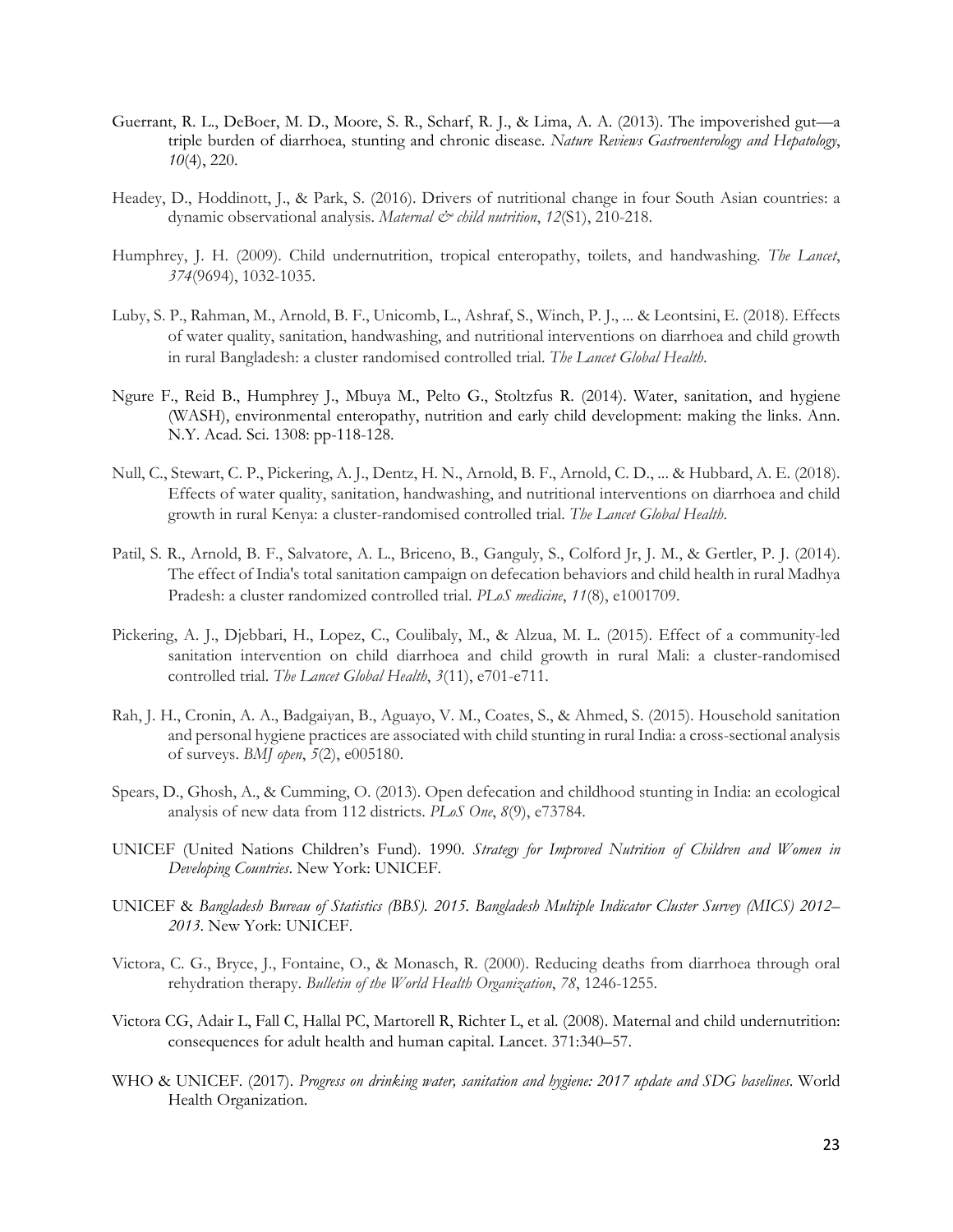Guerrant, R. L., DeBoer, M. D., Moore, S. R., Scharf, R. J., & Lima, A. A. (2013). The impoverished gut—a triple burden of diarrhoea, stunting and chronic disease. *Nature Reviews Gastroenterology and Hepatology*, *10*(4), 220.

Headey, D., Hoddinott, J., & Park, S. (2016). Drivers of nutritional change in four South Asian countries: a dynamic observational analysis. *Maternal & child nutrition*, *12*(S1), 210-218.

Humphrey, J. H. (2009). Child undernutrition, tropical enteropathy, toilets, and handwashing. *The Lancet*, *374*(9694), 1032-1035.

Luby, S. P., Rahman, M., Arnold, B. F., Unicomb, L., Ashraf, S., Winch, P. J., ... & Leontsini, E. (2018). Effects of water quality, sanitation, handwashing, and nutritional interventions on diarrhoea and child growth in rural Bangladesh: a cluster randomised controlled trial. *The Lancet Global Health*.

Ngure F., Reid B., Humphrey J., Mbuya M., Pelto G., Stoltzfus R. (2014). Water, sanitation, and hygiene (WASH), environmental enteropathy, nutrition and early child development: making the links. Ann. N.Y. Acad. Sci. 1308: pp-118-128.

Null, C., Stewart, C. P., Pickering, A. J., Dentz, H. N., Arnold, B. F., Arnold, C. D., ... & Hubbard, A. E. (2018). Effects of water quality, sanitation, handwashing, and nutritional interventions on diarrhoea and child growth in rural Kenya: a cluster-randomised controlled trial. *The Lancet Global Health*.

Patil, S. R., Arnold, B. F., Salvatore, A. L., Briceno, B., Ganguly, S., Colford Jr, J. M., & Gertler, P. J. (2014). The effect of India's total sanitation campaign on defecation behaviors and child health in rural Madhya Pradesh: a cluster randomized controlled trial. *PLoS medicine*, *11*(8), e1001709.

Pickering, A. J., Djebbari, H., Lopez, C., Coulibaly, M., & Alzua, M. L. (2015). Effect of a community-led sanitation intervention on child diarrhoea and child growth in rural Mali: a cluster-randomised controlled trial. *The Lancet Global Health*, *3*(11), e701-e711.

Rah, J. H., Cronin, A. A., Badgaiyan, B., Aguayo, V. M., Coates, S., & Ahmed, S. (2015). Household sanitation and personal hygiene practices are associated with child stunting in rural India: a cross-sectional analysis of surveys. *BMJ open*, *5*(2), e005180.

Spears, D., Ghosh, A., & Cumming, O. (2013). Open defecation and childhood stunting in India: an ecological analysis of new data from 112 districts. *PLoS One*, *8*(9), e73784.

UNICEF (United Nations Children's Fund). 1990. *Strategy for Improved Nutrition of Children and Women in Developing Countries*. New York: UNICEF.

UNICEF & *Bangladesh Bureau of Statistics (BBS). 2015. Bangladesh Multiple Indicator Cluster Survey (MICS) 2012–2013*. New York: UNICEF.

Victora, C. G., Bryce, J., Fontaine, O., & Monasch, R. (2000). Reducing deaths from diarrhoea through oral rehydration therapy. *Bulletin of the World Health Organization*, *78*, 1246-1255.

Victora CG, Adair L, Fall C, Hallal PC, Martorell R, Richter L, et al. (2008). Maternal and child undernutrition: consequences for adult health and human capital. Lancet. 371:340–57.

WHO & UNICEF. (2017). *Progress on drinking water, sanitation and hygiene: 2017 update and SDG baselines*. World Health Organization.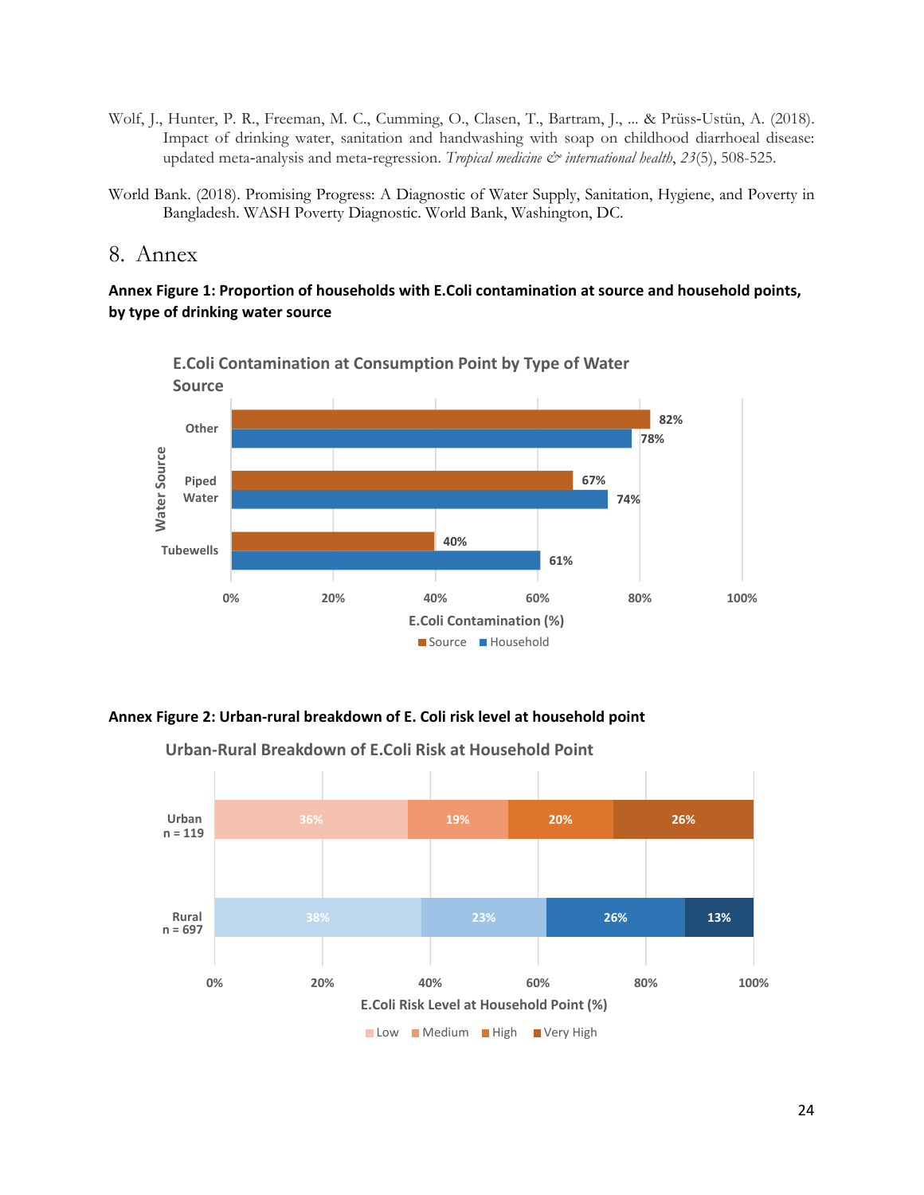Wolf, J., Hunter, P. R., Freeman, M. C., Cumming, O., Clasen, T., Bartram, J., ... & Prüss-Ustün, A. (2018). Impact of drinking water, sanitation and handwashing with soap on childhood diarrhoeal disease: updated meta-analysis and meta-regression. *Tropical medicine & international health*, *23*(5), 508-525.

World Bank. (2018). Promising Progress: A Diagnostic of Water Supply, Sanitation, Hygiene, and Poverty in Bangladesh. WASH Poverty Diagnostic. World Bank, Washington, DC.

# 8. Annex

**Annex Figure 1: Proportion of households with E.Coli contamination at source and household points, by type of drinking water source**

E.Coli Contamination at Consumption Point by Type of Water Source

| Water Source | Source | Household |
|---|---|---|
| Other | 82% | 78% |
| Piped Water | 67% | 74% |
| Tubewells | 40% | 61% |

**Annex Figure 2: Urban-rural breakdown of E. Coli risk level at household point**

Urban-Rural Breakdown of E.Coli Risk at Household Point

| | Low | Medium | High | Very High |
|---|---|---|---|---|
| Urban n = 119 | 36% | 19% | 20% | 26% |
| Rural n = 697 | 38% | 23% | 26% | 13% |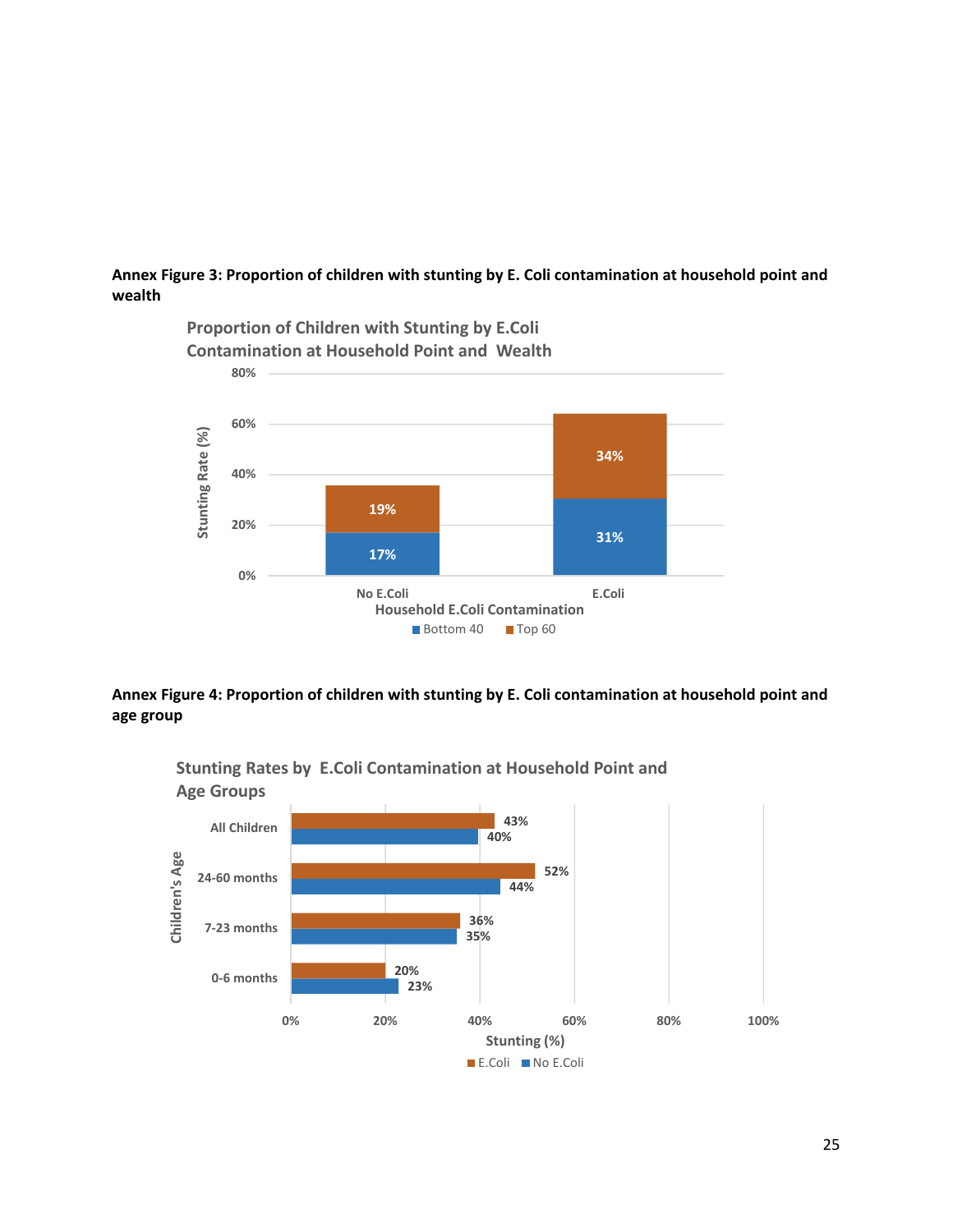**Annex Figure 3: Proportion of children with stunting by E. Coli contamination at household point and wealth**

Proportion of Children with Stunting by E.Coli Contamination at Household Point and Wealth

| Household E.Coli Contamination | Bottom 40 | Top 60 |
|---|---|---|
| No E.Coli | 17% | 19% |
| E.Coli | 31% | 34% |

**Annex Figure 4: Proportion of children with stunting by E. Coli contamination at household point and age group**

Stunting Rates by E.Coli Contamination at Household Point and Age Groups

| Children's Age | E.Coli | No E.Coli |
|---|---|---|
| All Children | 43% | 40% |
| 24-60 months | 52% | 44% |
| 7-23 months | 36% | 35% |
| 0-6 months | 20% | 23% |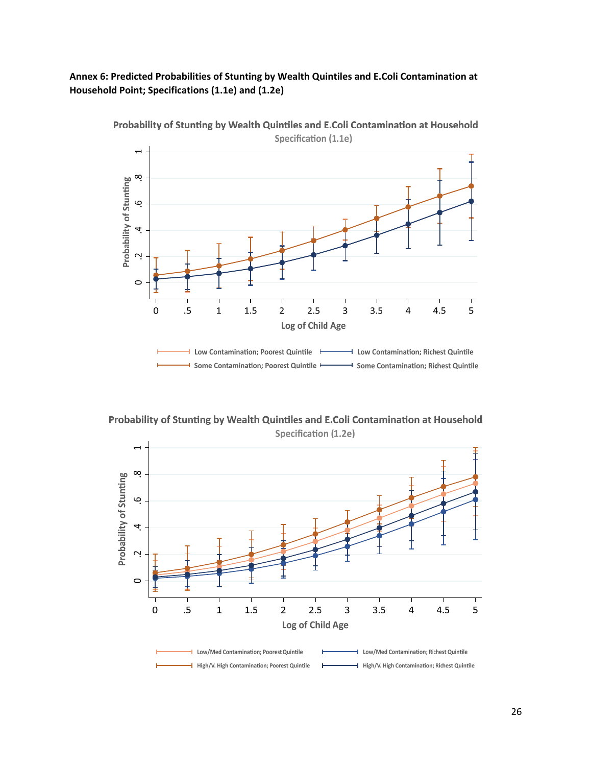**Annex 6: Predicted Probabilities of Stunting by Wealth Quintiles and E.Coli Contamination at Household Point; Specifications (1.1e) and (1.2e)**

Probability of Stunting by Wealth Quintiles and E.Coli Contamination at Household

Specification (1.1e)

Probability of Stunting

Log of Child Age

Low Contamination; Poorest Quintile — Low Contamination; Richest Quintile — Some Contamination; Poorest Quintile — Some Contamination; Richest Quintile

Probability of Stunting by Wealth Quintiles and E.Coli Contamination at Household

Specification (1.2e)

Probability of Stunting

Log of Child Age

Low/Med Contamination; Poorest Quintile — Low/Med Contamination; Richest Quintile — High/V. High Contamination; Poorest Quintile — High/V. High Contamination; Richest Quintile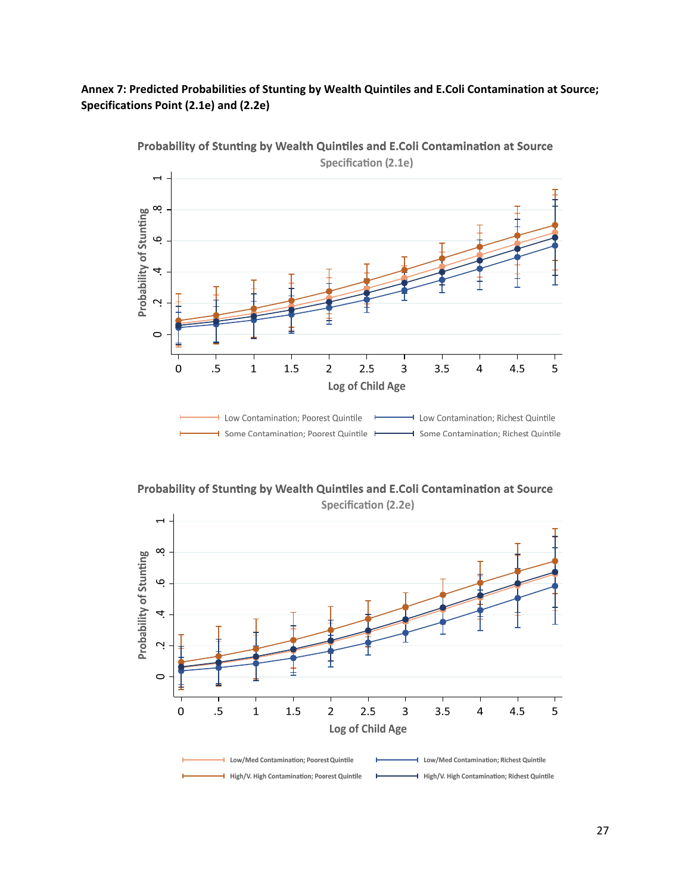**Annex 7: Predicted Probabilities of Stunting by Wealth Quintiles and E.Coli Contamination at Source; Specifications Point (2.1e) and (2.2e)**

**Probability of Stunting by Wealth Quintiles and E.Coli Contamination at Source**

Specification (2.1e)

Probability of Stunting (y-axis: 0, .2, .4, .6, .8, 1)

Log of Child Age (x-axis: 0, .5, 1, 1.5, 2, 2.5, 3, 3.5, 4, 4.5, 5)

- Low Contamination; Poorest Quintile
- Low Contamination; Richest Quintile
- Some Contamination; Poorest Quintile
- Some Contamination; Richest Quintile

**Probability of Stunting by Wealth Quintiles and E.Coli Contamination at Source**

Specification (2.2e)

Probability of Stunting (y-axis: 0, .2, .4, .6, .8, 1)

Log of Child Age (x-axis: 0, .5, 1, 1.5, 2, 2.5, 3, 3.5, 4, 4.5, 5)

- Low/Med Contamination; Poorest Quintile
- Low/Med Contamination; Richest Quintile
- High/V. High Contamination; Poorest Quintile
- High/V. High Contamination; Richest Quintile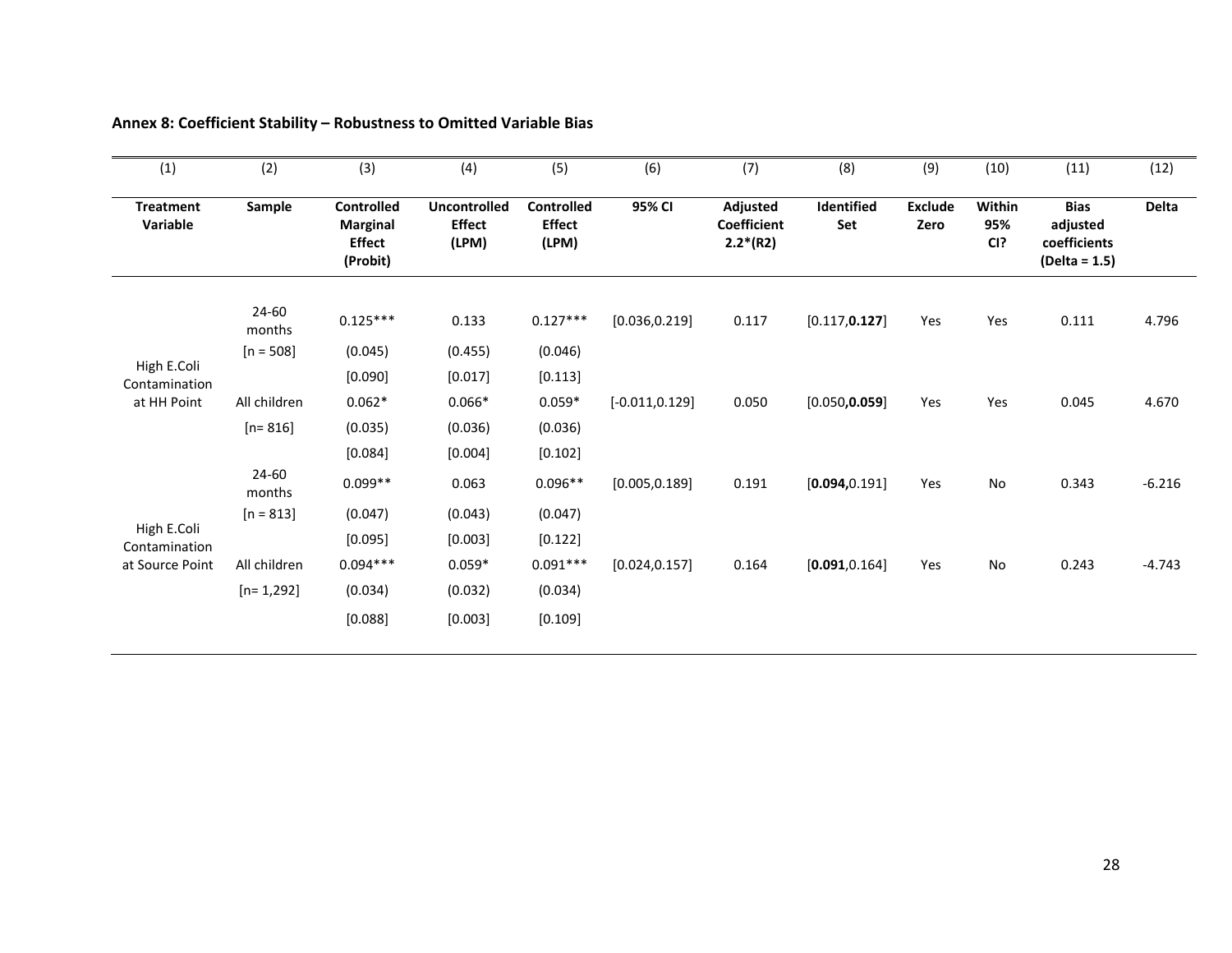## Annex 8: Coefficient Stability – Robustness to Omitted Variable Bias

| (1) | (2) | (3) | (4) | (5) | (6) | (7) | (8) | (9) | (10) | (11) | (12) |
|---|---|---|---|---|---|---|---|---|---|---|---|
| **Treatment Variable** | **Sample** | **Controlled Marginal Effect (Probit)** | **Uncontrolled Effect (LPM)** | **Controlled Effect (LPM)** | **95% CI** | **Adjusted Coefficient 2.2*(R2)** | **Identified Set** | **Exclude Zero** | **Within 95% CI?** | **Bias adjusted coefficients (Delta = 1.5)** | **Delta** |
| High E.Coli Contamination at HH Point | 24-60 months | 0.125*** | 0.133 | 0.127*** | [0.036,0.219] | 0.117 | [0.117,**0.127**] | Yes | Yes | 0.111 | 4.796 |
| | [n = 508] | (0.045) | (0.455) | (0.046) | | | | | | | |
| | | [0.090] | [0.017] | [0.113] | | | | | | | |
| | All children | 0.062* | 0.066* | 0.059* | [-0.011,0.129] | 0.050 | [0.050,**0.059**] | Yes | Yes | 0.045 | 4.670 |
| | [n= 816] | (0.035) | (0.036) | (0.036) | | | | | | | |
| | | [0.084] | [0.004] | [0.102] | | | | | | | |
| High E.Coli Contamination at Source Point | 24-60 months | 0.099** | 0.063 | 0.096** | [0.005,0.189] | 0.191 | [**0.094,**0.191] | Yes | No | 0.343 | -6.216 |
| | [n = 813] | (0.047) | (0.043) | (0.047) | | | | | | | |
| | | [0.095] | [0.003] | [0.122] | | | | | | | |
| | All children | 0.094*** | 0.059* | 0.091*** | [0.024,0.157] | 0.164 | [**0.091**,0.164] | Yes | No | 0.243 | -4.743 |
| | [n= 1,292] | (0.034) | (0.032) | (0.034) | | | | | | | |
| | | [0.088] | [0.003] | [0.109] | | | | | | | |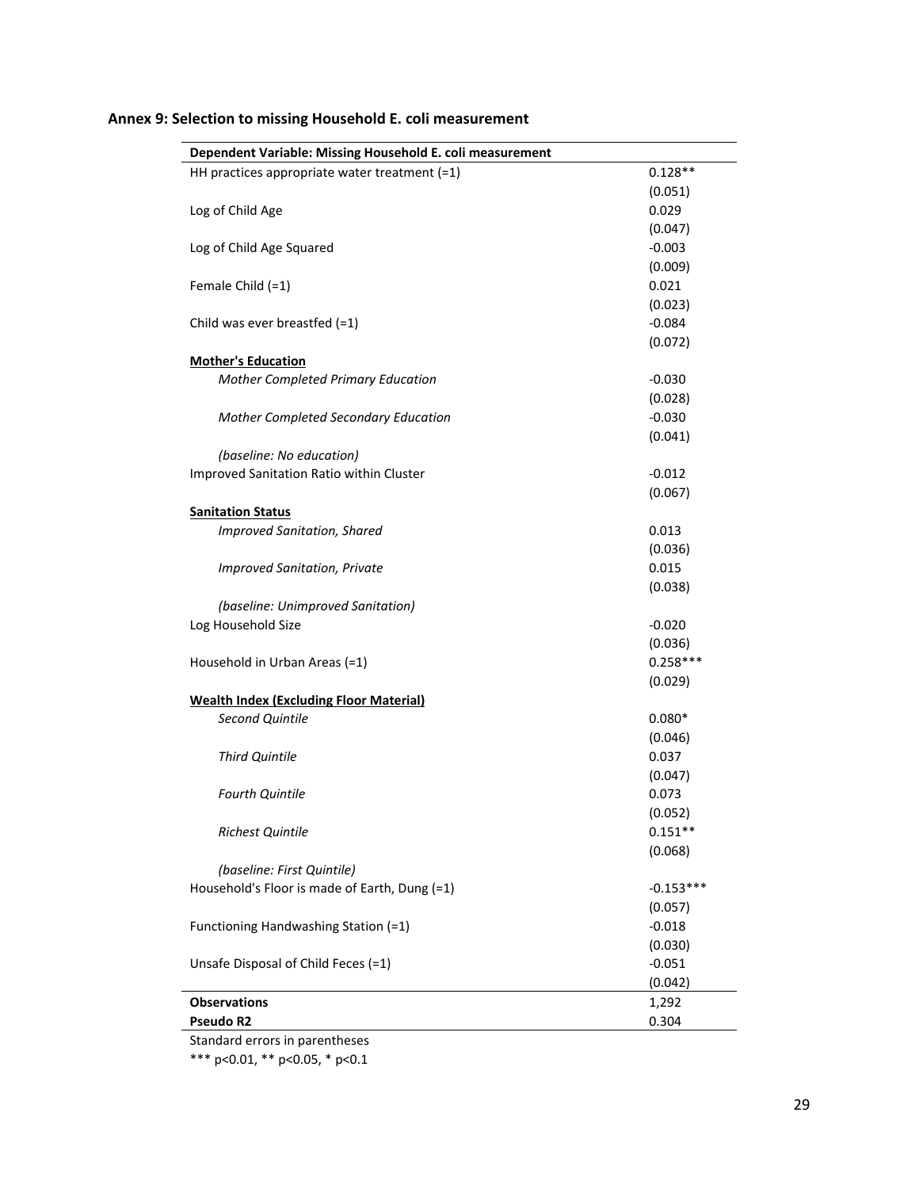## Annex 9: Selection to missing Household E. coli measurement

| Dependent Variable: Missing Household E. coli measurement | |
|---|---|
| HH practices appropriate water treatment (=1) | 0.128** |
| | (0.051) |
| Log of Child Age | 0.029 |
| | (0.047) |
| Log of Child Age Squared | -0.003 |
| | (0.009) |
| Female Child (=1) | 0.021 |
| | (0.023) |
| Child was ever breastfed (=1) | -0.084 |
| | (0.072) |
| **Mother's Education** | |
| *Mother Completed Primary Education* | -0.030 |
| | (0.028) |
| *Mother Completed Secondary Education* | -0.030 |
| | (0.041) |
| *(baseline: No education)* | |
| Improved Sanitation Ratio within Cluster | -0.012 |
| | (0.067) |
| **Sanitation Status** | |
| *Improved Sanitation, Shared* | 0.013 |
| | (0.036) |
| *Improved Sanitation, Private* | 0.015 |
| | (0.038) |
| *(baseline: Unimproved Sanitation)* | |
| Log Household Size | -0.020 |
| | (0.036) |
| Household in Urban Areas (=1) | 0.258*** |
| | (0.029) |
| **Wealth Index (Excluding Floor Material)** | |
| *Second Quintile* | 0.080* |
| | (0.046) |
| *Third Quintile* | 0.037 |
| | (0.047) |
| *Fourth Quintile* | 0.073 |
| | (0.052) |
| *Richest Quintile* | 0.151** |
| | (0.068) |
| *(baseline: First Quintile)* | |
| Household's Floor is made of Earth, Dung (=1) | -0.153*** |
| | (0.057) |
| Functioning Handwashing Station (=1) | -0.018 |
| | (0.030) |
| Unsafe Disposal of Child Feces (=1) | -0.051 |
| | (0.042) |
| **Observations** | 1,292 |
| **Pseudo R2** | 0.304 |

Standard errors in parentheses

*** p<0.01, ** p<0.05, * p<0.1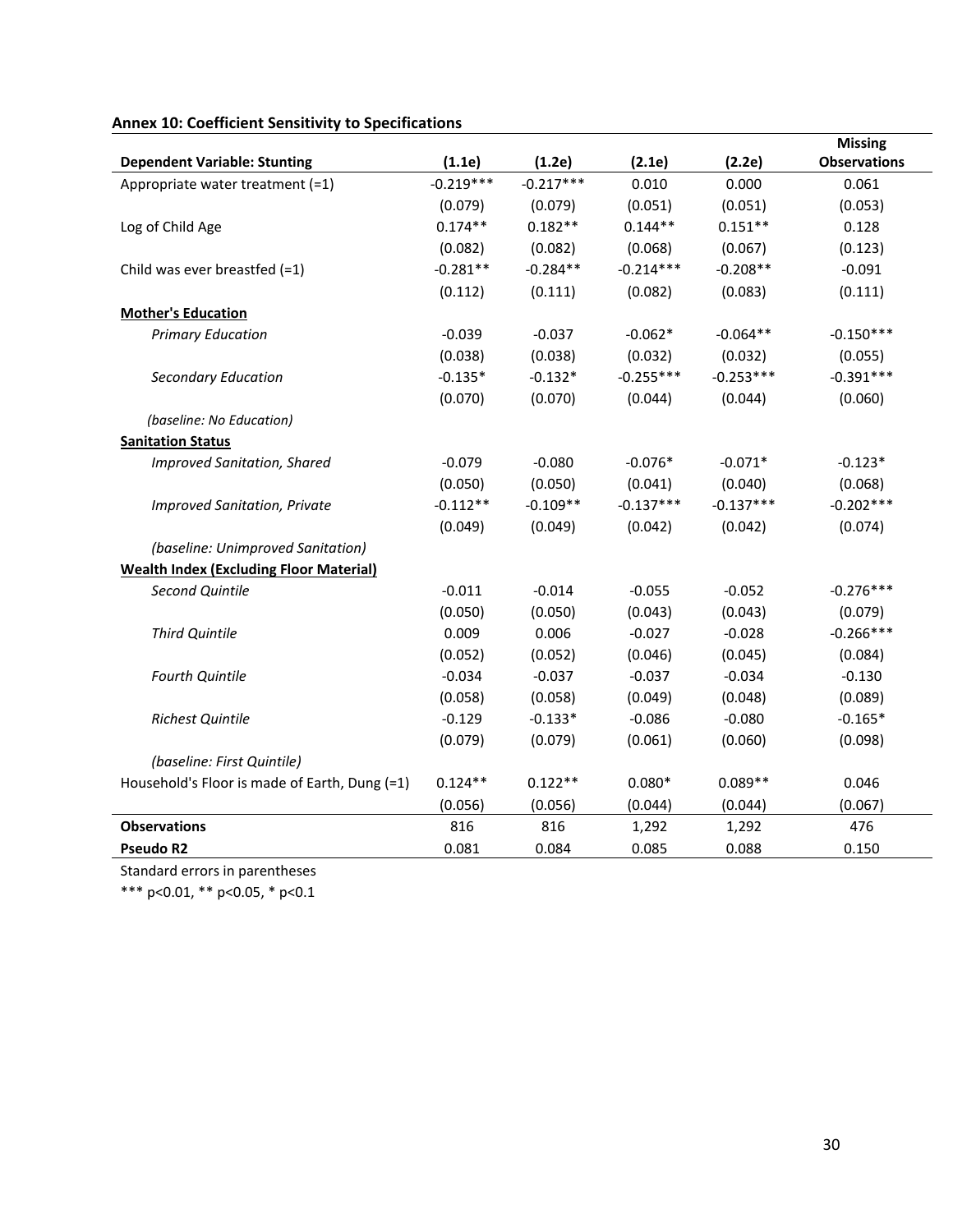**Annex 10: Coefficient Sensitivity to Specifications**

| Dependent Variable: Stunting | (1.1e) | (1.2e) | (2.1e) | (2.2e) | Missing Observations |
|---|---|---|---|---|---|
| Appropriate water treatment (=1) | -0.219*** | -0.217*** | 0.010 | 0.000 | 0.061 |
| | (0.079) | (0.079) | (0.051) | (0.051) | (0.053) |
| Log of Child Age | 0.174** | 0.182** | 0.144** | 0.151** | 0.128 |
| | (0.082) | (0.082) | (0.068) | (0.067) | (0.123) |
| Child was ever breastfed (=1) | -0.281** | -0.284** | -0.214*** | -0.208** | -0.091 |
| | (0.112) | (0.111) | (0.082) | (0.083) | (0.111) |
| **Mother's Education** | | | | | |
| *Primary Education* | -0.039 | -0.037 | -0.062* | -0.064** | -0.150*** |
| | (0.038) | (0.038) | (0.032) | (0.032) | (0.055) |
| *Secondary Education* | -0.135* | -0.132* | -0.255*** | -0.253*** | -0.391*** |
| | (0.070) | (0.070) | (0.044) | (0.044) | (0.060) |
| *(baseline: No Education)* | | | | | |
| **Sanitation Status** | | | | | |
| *Improved Sanitation, Shared* | -0.079 | -0.080 | -0.076* | -0.071* | -0.123* |
| | (0.050) | (0.050) | (0.041) | (0.040) | (0.068) |
| *Improved Sanitation, Private* | -0.112** | -0.109** | -0.137*** | -0.137*** | -0.202*** |
| | (0.049) | (0.049) | (0.042) | (0.042) | (0.074) |
| *(baseline: Unimproved Sanitation)* | | | | | |
| **Wealth Index (Excluding Floor Material)** | | | | | |
| *Second Quintile* | -0.011 | -0.014 | -0.055 | -0.052 | -0.276*** |
| | (0.050) | (0.050) | (0.043) | (0.043) | (0.079) |
| *Third Quintile* | 0.009 | 0.006 | -0.027 | -0.028 | -0.266*** |
| | (0.052) | (0.052) | (0.046) | (0.045) | (0.084) |
| *Fourth Quintile* | -0.034 | -0.037 | -0.037 | -0.034 | -0.130 |
| | (0.058) | (0.058) | (0.049) | (0.048) | (0.089) |
| *Richest Quintile* | -0.129 | -0.133* | -0.086 | -0.080 | -0.165* |
| | (0.079) | (0.079) | (0.061) | (0.060) | (0.098) |
| *(baseline: First Quintile)* | | | | | |
| Household's Floor is made of Earth, Dung (=1) | 0.124** | 0.122** | 0.080* | 0.089** | 0.046 |
| | (0.056) | (0.056) | (0.044) | (0.044) | (0.067) |
| **Observations** | 816 | 816 | 1,292 | 1,292 | 476 |
| **Pseudo R2** | 0.081 | 0.084 | 0.085 | 0.088 | 0.150 |

Standard errors in parentheses

*** p<0.01, ** p<0.05, * p<0.1